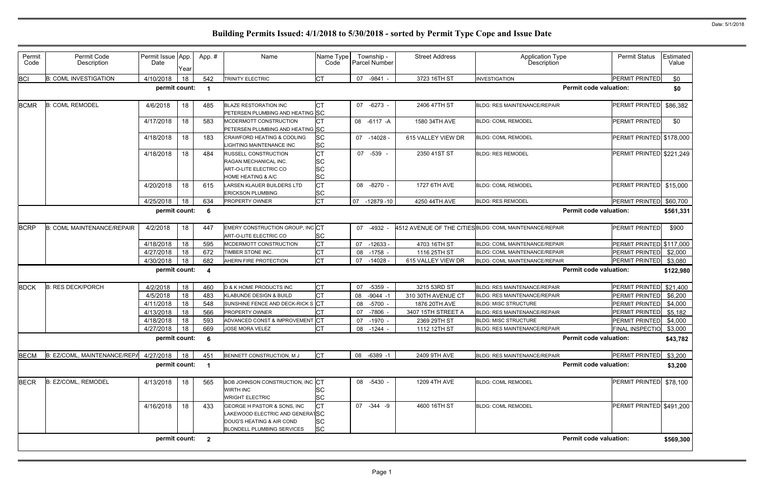# Building Permits Issued: 4/1/2018 to 5/30/2018 - sorted by Permit Type Cope and Issue Date

Date: 5/1/2018

| Permit Code | Permit Code Description | Permit Issue Date | App. Year | Appl. # | Name | Name Type Code | Township - Parcel Number | Street Address | Application Type Description | Permit Status | Estimated Value |
|---|---|---|---|---|---|---|---|---|---|---|---|
| BCI | B: COML INVESTIGATION | 4/10/2018 | 18 | 542 | TRINITY ELECTRIC | CT | 07 -9841 - | 3723 16TH ST | INVESTIGATION | PERMIT PRINTED | $0 |
| | | permit count: | | 1 | | | | | Permit code valuation: | | $0 |
| BCMR | B: COML REMODEL | 4/6/2018 | 18 | 485 | BLAZE RESTORATION INC<br>PETERSEN PLUMBING AND HEATING | CT<br>SC | 07 -6273 - | 2406 47TH ST | BLDG: RES MAINTENANCE/REPAIR | PERMIT PRINTED | $86,382 |
| | | 4/17/2018 | 18 | 583 | MCDERMOTT CONSTRUCTION<br>PETERSEN PLUMBING AND HEATING | CT<br>SC | 08 -6117 -A | 1580 34TH AVE | BLDG: COML REMODEL | PERMIT PRINTED | $0 |
| | | 4/18/2018 | 18 | 183 | CRAWFORD HEATING & COOLING<br>LIGHTING MAINTENANCE INC | SC<br>SC | 07 -14028 - | 615 VALLEY VIEW DR | BLDG: COML REMODEL | PERMIT PRINTED | $178,000 |
| | | 4/18/2018 | 18 | 484 | RUSSELL CONSTRUCTION<br>RAGAN MECHANICAL INC.<br>ART-O-LITE ELECTRIC CO<br>HOME HEATING & A/C | CT<br>SC<br>SC<br>SC | 07 -539 - | 2350 41ST ST | BLDG: RES REMODEL | PERMIT PRINTED | $221,249 |
| | | 4/20/2018 | 18 | 615 | LARSEN KLAUER BUILDERS LTD<br>ERICKSON PLUMBING | CT<br>SC | 08 -8270 - | 1727 6TH AVE | BLDG: COML REMODEL | PERMIT PRINTED | $15,000 |
| | | 4/25/2018 | 18 | 634 | PROPERTY OWNER | CT | 07 -12879 -10 | 4250 44TH AVE | BLDG: RES REMODEL | PERMIT PRINTED | $60,700 |
| | | permit count: | | 6 | | | | | Permit code valuation: | | $561,331 |
| BCRP | B: COML MAINTENANCE/REPAIR | 4/2/2018 | 18 | 447 | EMERY CONSTRUCTION GROUP, INC<br>ART-O-LITE ELECTRIC CO | CT<br>SC | 07 -4932 - | 4512 AVENUE OF THE CITIES | BLDG: COML MAINTENANCE/REPAIR | PERMIT PRINTED | $900 |
| | | 4/18/2018 | 18 | 595 | MCDERMOTT CONSTRUCTION | CT | 07 -12633 - | 4703 16TH ST | BLDG: COML MAINTENANCE/REPAIR | PERMIT PRINTED | $117,000 |
| | | 4/27/2018 | 18 | 672 | TIMBER STONE INC. | CT | 08 -1758 - | 1116 25TH ST | BLDG: COML MAINTENANCE/REPAIR | PERMIT PRINTED | $2,000 |
| | | 4/30/2018 | 18 | 682 | AHERN FIRE PROTECTION | CT | 07 -14028 - | 615 VALLEY VIEW DR | BLDG: COML MAINTENANCE/REPAIR | PERMIT PRINTED | $3,080 |
| | | permit count: | | 4 | | | | | Permit code valuation: | | $122,980 |
| BDCK | B: RES DECK/PORCH | 4/2/2018 | 18 | 460 | D & K HOME PRODUCTS INC | CT | 07 -5359 - | 3215 53RD ST | BLDG: RES MAINTENANCE/REPAIR | PERMIT PRINTED | $21,400 |
| | | 4/5/2018 | 18 | 483 | KLABUNDE DESIGN & BUILD | CT | 08 -9044 -1 | 310 30TH AVENUE CT | BLDG: RES MAINTENANCE/REPAIR | PERMIT PRINTED | $6,200 |
| | | 4/11/2018 | 18 | 548 | SUNSHINE FENCE AND DECK-RICK S | CT | 08 -5700 - | 1876 20TH AVE | BLDG: MISC STRUCTURE | PERMIT PRINTED | $4,000 |
| | | 4/13/2018 | 18 | 566 | PROPERTY OWNER | CT | 07 -7806 - | 3407 15TH STREET A | BLDG: RES MAINTENANCE/REPAIR | PERMIT PRINTED | $5,182 |
| | | 4/18/2018 | 18 | 593 | ADVANCED CONST & IMPROVEMENT | CT | 07 -1970 - | 2369 29TH ST | BLDG: MISC STRUCTURE | PERMIT PRINTED | $4,000 |
| | | 4/27/2018 | 18 | 669 | JOSE MORA VELEZ | CT | 08 -1244 - | 1112 12TH ST | BLDG: RES MAINTENANCE/REPAIR | FINAL INSPECTIO | $3,000 |
| | | permit count: | | 6 | | | | | Permit code valuation: | | $43,782 |
| BECM | B: EZ/COML, MAINTENANCE/REPA | 4/27/2018 | 18 | 451 | BENNETT CONSTRUCTION, M J | CT | 08 -6389 -1 | 2409 9TH AVE | BLDG: RES MAINTENANCE/REPAIR | PERMIT PRINTED | $3,200 |
| | | permit count: | | 1 | | | | | Permit code valuation: | | $3,200 |
| BECR | B: EZ/COML, REMODEL | 4/13/2018 | 18 | 565 | BOB JOHNSON CONSTRUCTION, INC<br>WIRTH INC<br>WRIGHT ELECTRIC | CT<br>SC<br>SC | 08 -5430 - | 1209 4TH AVE | BLDG: COML REMODEL | PERMIT PRINTED | $78,100 |
| | | 4/16/2018 | 18 | 433 | GEORGE H PASTOR & SONS, INC<br>LAKEWOOD ELECTRIC AND GENERAT<br>DOUG'S HEATING & AIR COND<br>BLONDELL PLUMBING SERVICES | CT<br>SC<br>SC<br>SC | 07 -344 -9 | 4600 16TH ST | BLDG: COML REMODEL | PERMIT PRINTED | $491,200 |
| | | permit count: | | 2 | | | | | Permit code valuation: | | $569,300 |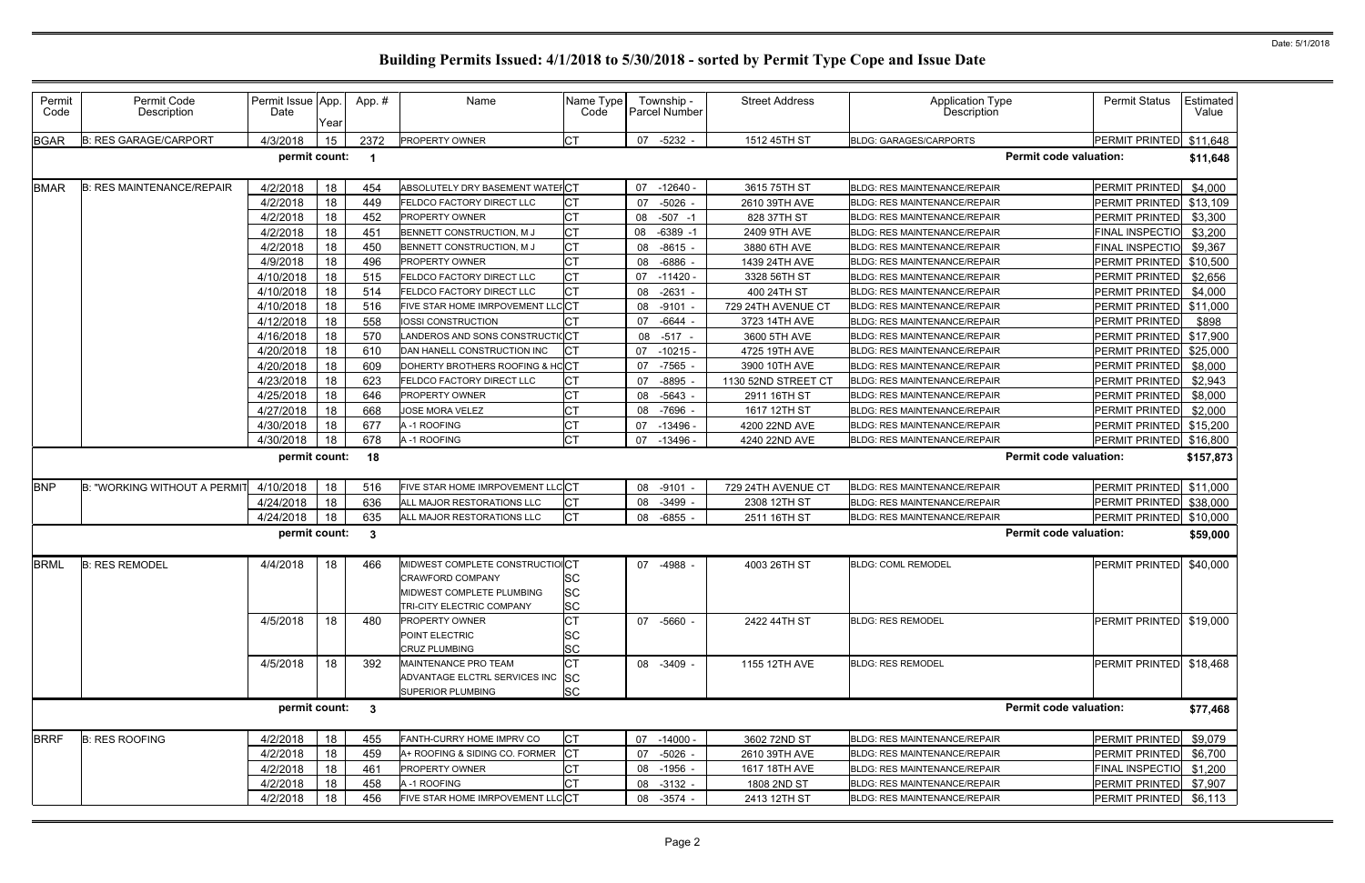# Building Permits Issued: 4/1/2018 to 5/30/2018 - sorted by Permit Type Cope and Issue Date

Date: 5/1/2018

| Permit Code | Permit Code Description | Permit Issue Date | App. Year | App. # | Name | Name Type Code | Township - Parcel Number | Street Address | Application Type Description | Permit Status | Estimated Value |
|---|---|---|---|---|---|---|---|---|---|---|---|
| BGAR | B: RES GARAGE/CARPORT | 4/3/2018 | 15 | 2372 | PROPERTY OWNER | CT | 07 -5232 - | 1512 45TH ST | BLDG: GARAGES/CARPORTS | PERMIT PRINTED | $11,648 |
| | | permit count: | | 1 | | | | | Permit code valuation: | | $11,648 |
| BMAR | B: RES MAINTENANCE/REPAIR | 4/2/2018 | 18 | 454 | ABSOLUTELY DRY BASEMENT WATER | CT | 07 -12640 - | 3615 75TH ST | BLDG: RES MAINTENANCE/REPAIR | PERMIT PRINTED | $4,000 |
| | | 4/2/2018 | 18 | 449 | FELDCO FACTORY DIRECT LLC | CT | 07 -5026 - | 2610 39TH AVE | BLDG: RES MAINTENANCE/REPAIR | PERMIT PRINTED | $13,109 |
| | | 4/2/2018 | 18 | 452 | PROPERTY OWNER | CT | 08 -507 -1 | 828 37TH ST | BLDG: RES MAINTENANCE/REPAIR | PERMIT PRINTED | $3,300 |
| | | 4/2/2018 | 18 | 451 | BENNETT CONSTRUCTION, M J | CT | 08 -6389 -1 | 2409 9TH AVE | BLDG: RES MAINTENANCE/REPAIR | FINAL INSPECTIO | $3,200 |
| | | 4/2/2018 | 18 | 450 | BENNETT CONSTRUCTION, M J | CT | 08 -8615 - | 3880 6TH AVE | BLDG: RES MAINTENANCE/REPAIR | FINAL INSPECTIO | $9,367 |
| | | 4/9/2018 | 18 | 496 | PROPERTY OWNER | CT | 08 -6886 - | 1439 24TH AVE | BLDG: RES MAINTENANCE/REPAIR | PERMIT PRINTED | $10,500 |
| | | 4/10/2018 | 18 | 515 | FELDCO FACTORY DIRECT LLC | CT | 07 -11420 - | 3328 56TH ST | BLDG: RES MAINTENANCE/REPAIR | PERMIT PRINTED | $2,656 |
| | | 4/10/2018 | 18 | 514 | FELDCO FACTORY DIRECT LLC | CT | 08 -2631 - | 400 24TH ST | BLDG: RES MAINTENANCE/REPAIR | PERMIT PRINTED | $4,000 |
| | | 4/10/2018 | 18 | 516 | FIVE STAR HOME IMRPOVEMENT LLC | CT | 08 -9101 - | 729 24TH AVENUE CT | BLDG: RES MAINTENANCE/REPAIR | PERMIT PRINTED | $11,000 |
| | | 4/12/2018 | 18 | 558 | IOSSI CONSTRUCTION | CT | 07 -6644 - | 3723 14TH AVE | BLDG: RES MAINTENANCE/REPAIR | PERMIT PRINTED | $898 |
| | | 4/16/2018 | 18 | 570 | LANDEROS AND SONS CONSTRUCTIO | CT | 08 -517 - | 3600 5TH AVE | BLDG: RES MAINTENANCE/REPAIR | PERMIT PRINTED | $17,900 |
| | | 4/20/2018 | 18 | 610 | DAN HANELL CONSTRUCTION INC | CT | 07 -10215 - | 4725 19TH AVE | BLDG: RES MAINTENANCE/REPAIR | PERMIT PRINTED | $25,000 |
| | | 4/20/2018 | 18 | 609 | DOHERTY BROTHERS ROOFING & HO | CT | 07 -7565 - | 3900 10TH AVE | BLDG: RES MAINTENANCE/REPAIR | PERMIT PRINTED | $8,000 |
| | | 4/23/2018 | 18 | 623 | FELDCO FACTORY DIRECT LLC | CT | 07 -8895 - | 1130 52ND STREET CT | BLDG: RES MAINTENANCE/REPAIR | PERMIT PRINTED | $2,943 |
| | | 4/25/2018 | 18 | 646 | PROPERTY OWNER | CT | 08 -5643 - | 2911 16TH ST | BLDG: RES MAINTENANCE/REPAIR | PERMIT PRINTED | $8,000 |
| | | 4/27/2018 | 18 | 668 | JOSE MORA VELEZ | CT | 08 -7696 - | 1617 12TH ST | BLDG: RES MAINTENANCE/REPAIR | PERMIT PRINTED | $2,000 |
| | | 4/30/2018 | 18 | 677 | A -1 ROOFING | CT | 07 -13496 - | 4200 22ND AVE | BLDG: RES MAINTENANCE/REPAIR | PERMIT PRINTED | $15,200 |
| | | 4/30/2018 | 18 | 678 | A -1 ROOFING | CT | 07 -13496 - | 4240 22ND AVE | BLDG: RES MAINTENANCE/REPAIR | PERMIT PRINTED | $16,800 |
| | | permit count: | | 18 | | | | | Permit code valuation: | | $157,873 |
| BNP | B: "WORKING WITHOUT A PERMIT | 4/10/2018 | 18 | 516 | FIVE STAR HOME IMRPOVEMENT LLC | CT | 08 -9101 - | 729 24TH AVENUE CT | BLDG: RES MAINTENANCE/REPAIR | PERMIT PRINTED | $11,000 |
| | | 4/24/2018 | 18 | 636 | ALL MAJOR RESTORATIONS LLC | CT | 08 -3499 - | 2308 12TH ST | BLDG: RES MAINTENANCE/REPAIR | PERMIT PRINTED | $38,000 |
| | | 4/24/2018 | 18 | 635 | ALL MAJOR RESTORATIONS LLC | CT | 08 -6855 - | 2511 16TH ST | BLDG: RES MAINTENANCE/REPAIR | PERMIT PRINTED | $10,000 |
| | | permit count: | | 3 | | | | | Permit code valuation: | | $59,000 |
| BRML | B: RES REMODEL | 4/4/2018 | 18 | 466 | MIDWEST COMPLETE CONSTRUCTIO | CT | 07 -4988 - | 4003 26TH ST | BLDG: COML REMODEL | PERMIT PRINTED | $40,000 |
| | | | | | CRAWFORD COMPANY | SC | | | | | |
| | | | | | MIDWEST COMPLETE PLUMBING | SC | | | | | |
| | | | | | TRI-CITY ELECTRIC COMPANY | SC | | | | | |
| | | 4/5/2018 | 18 | 480 | PROPERTY OWNER | CT | 07 -5660 - | 2422 44TH ST | BLDG: RES REMODEL | PERMIT PRINTED | $19,000 |
| | | | | | POINT ELECTRIC | SC | | | | | |
| | | | | | CRUZ PLUMBING | SC | | | | | |
| | | 4/5/2018 | 18 | 392 | MAINTENANCE PRO TEAM | CT | 08 -3409 - | 1155 12TH AVE | BLDG: RES REMODEL | PERMIT PRINTED | $18,468 |
| | | | | | ADVANTAGE ELCTRL SERVICES INC | SC | | | | | |
| | | | | | SUPERIOR PLUMBING | SC | | | | | |
| | | permit count: | | 3 | | | | | Permit code valuation: | | $77,468 |
| BRRF | B: RES ROOFING | 4/2/2018 | 18 | 455 | FANTH-CURRY HOME IMPRV CO | CT | 07 -14000 - | 3602 72ND ST | BLDG: RES MAINTENANCE/REPAIR | PERMIT PRINTED | $9,079 |
| | | 4/2/2018 | 18 | 459 | A+ ROOFING & SIDING CO. FORMER | CT | 07 -5026 - | 2610 39TH AVE | BLDG: RES MAINTENANCE/REPAIR | PERMIT PRINTED | $6,700 |
| | | 4/2/2018 | 18 | 461 | PROPERTY OWNER | CT | 08 -1956 - | 1617 18TH AVE | BLDG: RES MAINTENANCE/REPAIR | FINAL INSPECTIO | $1,200 |
| | | 4/2/2018 | 18 | 458 | A -1 ROOFING | CT | 08 -3132 - | 1808 2ND ST | BLDG: RES MAINTENANCE/REPAIR | PERMIT PRINTED | $7,907 |
| | | 4/2/2018 | 18 | 456 | FIVE STAR HOME IMRPOVEMENT LLC | CT | 08 -3574 - | 2413 12TH ST | BLDG: RES MAINTENANCE/REPAIR | PERMIT PRINTED | $6,113 |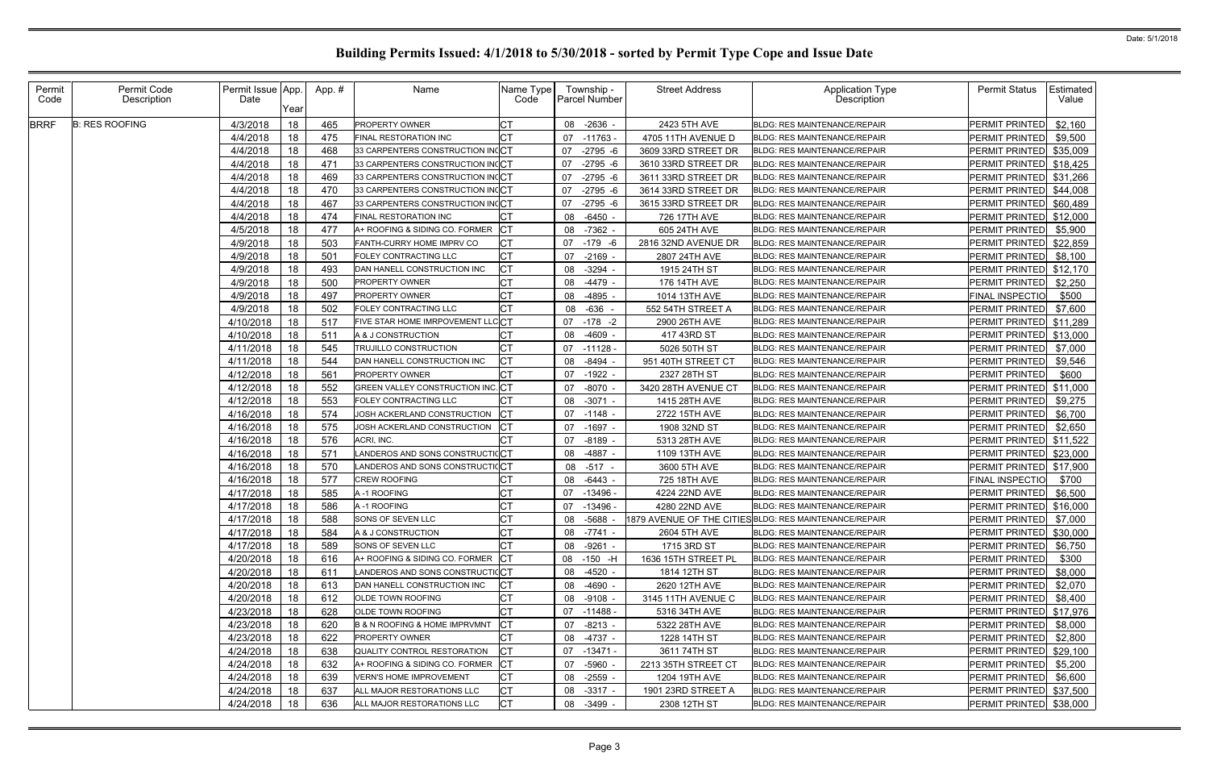Date: 5/1/2018

# Building Permits Issued: 4/1/2018 to 5/30/2018 - sorted by Permit Type Cope and Issue Date

| Permit Code | Permit Code Description | Permit Issue Date | App. Year | App. # | Name | Name Type Code | Township - Parcel Number | Street Address | Application Type Description | Permit Status | Estimated Value |
|---|---|---|---|---|---|---|---|---|---|---|---|
| BRRF | B: RES ROOFING | 4/3/2018 | 18 | 465 | PROPERTY OWNER | CT | 08 -2636 - | 2423 5TH AVE | BLDG: RES MAINTENANCE/REPAIR | PERMIT PRINTED | $2,160 |
| | | 4/4/2018 | 18 | 475 | FINAL RESTORATION INC | CT | 07 -11763 - | 4705 11TH AVENUE D | BLDG: RES MAINTENANCE/REPAIR | PERMIT PRINTED | $9,500 |
| | | 4/4/2018 | 18 | 468 | 33 CARPENTERS CONSTRUCTION INC | CT | 07 -2795 -6 | 3609 33RD STREET DR | BLDG: RES MAINTENANCE/REPAIR | PERMIT PRINTED | $35,009 |
| | | 4/4/2018 | 18 | 471 | 33 CARPENTERS CONSTRUCTION INC | CT | 07 -2795 -6 | 3610 33RD STREET DR | BLDG: RES MAINTENANCE/REPAIR | PERMIT PRINTED | $18,425 |
| | | 4/4/2018 | 18 | 469 | 33 CARPENTERS CONSTRUCTION INC | CT | 07 -2795 -6 | 3611 33RD STREET DR | BLDG: RES MAINTENANCE/REPAIR | PERMIT PRINTED | $31,266 |
| | | 4/4/2018 | 18 | 470 | 33 CARPENTERS CONSTRUCTION INC | CT | 07 -2795 -6 | 3614 33RD STREET DR | BLDG: RES MAINTENANCE/REPAIR | PERMIT PRINTED | $44,008 |
| | | 4/4/2018 | 18 | 467 | 33 CARPENTERS CONSTRUCTION INC | CT | 07 -2795 -6 | 3615 33RD STREET DR | BLDG: RES MAINTENANCE/REPAIR | PERMIT PRINTED | $60,489 |
| | | 4/4/2018 | 18 | 474 | FINAL RESTORATION INC | CT | 08 -6450 - | 726 17TH AVE | BLDG: RES MAINTENANCE/REPAIR | PERMIT PRINTED | $12,000 |
| | | 4/5/2018 | 18 | 477 | A+ ROOFING & SIDING CO. FORMER | CT | 08 -7362 - | 605 24TH AVE | BLDG: RES MAINTENANCE/REPAIR | PERMIT PRINTED | $5,900 |
| | | 4/9/2018 | 18 | 503 | FANTH-CURRY HOME IMPRV CO | CT | 07 -179 -6 | 2816 32ND AVENUE DR | BLDG: RES MAINTENANCE/REPAIR | PERMIT PRINTED | $22,859 |
| | | 4/9/2018 | 18 | 501 | FOLEY CONTRACTING LLC | CT | 07 -2169 - | 2807 24TH AVE | BLDG: RES MAINTENANCE/REPAIR | PERMIT PRINTED | $8,100 |
| | | 4/9/2018 | 18 | 493 | DAN HANELL CONSTRUCTION INC | CT | 08 -3294 - | 1915 24TH ST | BLDG: RES MAINTENANCE/REPAIR | PERMIT PRINTED | $12,170 |
| | | 4/9/2018 | 18 | 500 | PROPERTY OWNER | CT | 08 -4479 - | 176 14TH AVE | BLDG: RES MAINTENANCE/REPAIR | PERMIT PRINTED | $2,250 |
| | | 4/9/2018 | 18 | 497 | PROPERTY OWNER | CT | 08 -4895 - | 1014 13TH AVE | BLDG: RES MAINTENANCE/REPAIR | FINAL INSPECTIO | $500 |
| | | 4/9/2018 | 18 | 502 | FOLEY CONTRACTING LLC | CT | 08 -636 - | 552 54TH STREET A | BLDG: RES MAINTENANCE/REPAIR | PERMIT PRINTED | $7,600 |
| | | 4/10/2018 | 18 | 517 | FIVE STAR HOME IMRPOVEMENT LLC | CT | 07 -178 -2 | 2900 26TH AVE | BLDG: RES MAINTENANCE/REPAIR | PERMIT PRINTED | $11,289 |
| | | 4/10/2018 | 18 | 511 | A & J CONSTRUCTION | CT | 08 -4609 - | 417 43RD ST | BLDG: RES MAINTENANCE/REPAIR | PERMIT PRINTED | $13,000 |
| | | 4/11/2018 | 18 | 545 | TRUJILLO CONSTRUCTION | CT | 07 -11128 - | 5026 50TH ST | BLDG: RES MAINTENANCE/REPAIR | PERMIT PRINTED | $7,000 |
| | | 4/11/2018 | 18 | 544 | DAN HANELL CONSTRUCTION INC | CT | 08 -8494 - | 951 40TH STREET CT | BLDG: RES MAINTENANCE/REPAIR | PERMIT PRINTED | $9,546 |
| | | 4/12/2018 | 18 | 561 | PROPERTY OWNER | CT | 07 -1922 - | 2327 28TH ST | BLDG: RES MAINTENANCE/REPAIR | PERMIT PRINTED | $600 |
| | | 4/12/2018 | 18 | 552 | GREEN VALLEY CONSTRUCTION INC. | CT | 07 -8070 - | 3420 28TH AVENUE CT | BLDG: RES MAINTENANCE/REPAIR | PERMIT PRINTED | $11,000 |
| | | 4/12/2018 | 18 | 553 | FOLEY CONTRACTING LLC | CT | 08 -3071 - | 1415 28TH AVE | BLDG: RES MAINTENANCE/REPAIR | PERMIT PRINTED | $9,275 |
| | | 4/16/2018 | 18 | 574 | JOSH ACKERLAND CONSTRUCTION | CT | 07 -1148 - | 2722 15TH AVE | BLDG: RES MAINTENANCE/REPAIR | PERMIT PRINTED | $6,700 |
| | | 4/16/2018 | 18 | 575 | JOSH ACKERLAND CONSTRUCTION | CT | 07 -1697 - | 1908 32ND ST | BLDG: RES MAINTENANCE/REPAIR | PERMIT PRINTED | $2,650 |
| | | 4/16/2018 | 18 | 576 | ACRI, INC. | CT | 07 -8189 - | 5313 28TH AVE | BLDG: RES MAINTENANCE/REPAIR | PERMIT PRINTED | $11,522 |
| | | 4/16/2018 | 18 | 571 | LANDEROS AND SONS CONSTRUCTIO | CT | 08 -4887 - | 1109 13TH AVE | BLDG: RES MAINTENANCE/REPAIR | PERMIT PRINTED | $23,000 |
| | | 4/16/2018 | 18 | 570 | LANDEROS AND SONS CONSTRUCTIO | CT | 08 -517 - | 3600 5TH AVE | BLDG: RES MAINTENANCE/REPAIR | PERMIT PRINTED | $17,900 |
| | | 4/16/2018 | 18 | 577 | CREW ROOFING | CT | 08 -6443 - | 725 18TH AVE | BLDG: RES MAINTENANCE/REPAIR | FINAL INSPECTIO | $700 |
| | | 4/17/2018 | 18 | 585 | A -1 ROOFING | CT | 07 -13496 - | 4224 22ND AVE | BLDG: RES MAINTENANCE/REPAIR | PERMIT PRINTED | $6,500 |
| | | 4/17/2018 | 18 | 586 | A -1 ROOFING | CT | 07 -13496 - | 4280 22ND AVE | BLDG: RES MAINTENANCE/REPAIR | PERMIT PRINTED | $16,000 |
| | | 4/17/2018 | 18 | 588 | SONS OF SEVEN LLC | CT | 08 -5688 - | 1879 AVENUE OF THE CITIES | BLDG: RES MAINTENANCE/REPAIR | PERMIT PRINTED | $7,000 |
| | | 4/17/2018 | 18 | 584 | A & J CONSTRUCTION | CT | 08 -7741 - | 2604 5TH AVE | BLDG: RES MAINTENANCE/REPAIR | PERMIT PRINTED | $30,000 |
| | | 4/17/2018 | 18 | 589 | SONS OF SEVEN LLC | CT | 08 -9261 - | 1715 3RD ST | BLDG: RES MAINTENANCE/REPAIR | PERMIT PRINTED | $6,750 |
| | | 4/20/2018 | 18 | 616 | A+ ROOFING & SIDING CO. FORMER | CT | 08 -150 -H | 1636 15TH STREET PL | BLDG: RES MAINTENANCE/REPAIR | PERMIT PRINTED | $300 |
| | | 4/20/2018 | 18 | 611 | LANDEROS AND SONS CONSTRUCTIO | CT | 08 -4520 - | 1814 12TH ST | BLDG: RES MAINTENANCE/REPAIR | PERMIT PRINTED | $8,000 |
| | | 4/20/2018 | 18 | 613 | DAN HANELL CONSTRUCTION INC | CT | 08 -4690 - | 2620 12TH AVE | BLDG: RES MAINTENANCE/REPAIR | PERMIT PRINTED | $2,070 |
| | | 4/20/2018 | 18 | 612 | OLDE TOWN ROOFING | CT | 08 -9108 - | 3145 11TH AVENUE C | BLDG: RES MAINTENANCE/REPAIR | PERMIT PRINTED | $8,400 |
| | | 4/23/2018 | 18 | 628 | OLDE TOWN ROOFING | CT | 07 -11488 - | 5316 34TH AVE | BLDG: RES MAINTENANCE/REPAIR | PERMIT PRINTED | $17,976 |
| | | 4/23/2018 | 18 | 620 | B & N ROOFING & HOME IMPRVMNT | CT | 07 -8213 - | 5322 28TH AVE | BLDG: RES MAINTENANCE/REPAIR | PERMIT PRINTED | $8,000 |
| | | 4/23/2018 | 18 | 622 | PROPERTY OWNER | CT | 08 -4737 - | 1228 14TH ST | BLDG: RES MAINTENANCE/REPAIR | PERMIT PRINTED | $2,800 |
| | | 4/24/2018 | 18 | 638 | QUALITY CONTROL RESTORATION | CT | 07 -13471 - | 3611 74TH ST | BLDG: RES MAINTENANCE/REPAIR | PERMIT PRINTED | $29,100 |
| | | 4/24/2018 | 18 | 632 | A+ ROOFING & SIDING CO. FORMER | CT | 07 -5960 - | 2213 35TH STREET CT | BLDG: RES MAINTENANCE/REPAIR | PERMIT PRINTED | $5,200 |
| | | 4/24/2018 | 18 | 639 | VERN'S HOME IMPROVEMENT | CT | 08 -2559 - | 1204 19TH AVE | BLDG: RES MAINTENANCE/REPAIR | PERMIT PRINTED | $6,600 |
| | | 4/24/2018 | 18 | 637 | ALL MAJOR RESTORATIONS LLC | CT | 08 -3317 - | 1901 23RD STREET A | BLDG: RES MAINTENANCE/REPAIR | PERMIT PRINTED | $37,500 |
| | | 4/24/2018 | 18 | 636 | ALL MAJOR RESTORATIONS LLC | CT | 08 -3499 - | 2308 12TH ST | BLDG: RES MAINTENANCE/REPAIR | PERMIT PRINTED | $38,000 |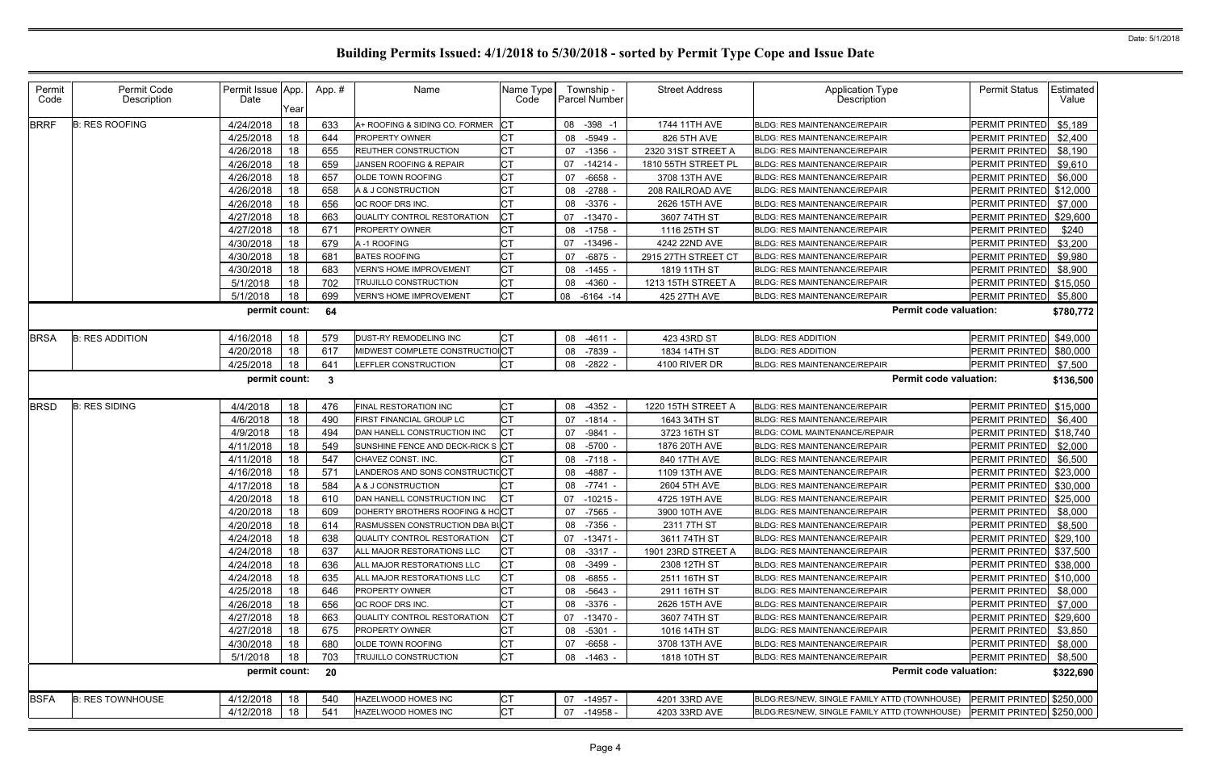# Building Permits Issued: 4/1/2018 to 5/30/2018 - sorted by Permit Type Cope and Issue Date

Date: 5/1/2018

| Permit Code | Permit Code Description | Permit Issue Date | App. Year | App. # | Name | Name Type Code | Township - Parcel Number | Street Address | Application Type Description | Permit Status | Estimated Value |
|---|---|---|---|---|---|---|---|---|---|---|---|
| BRRF | B: RES ROOFING | 4/24/2018 | 18 | 633 | A+ ROOFING & SIDING CO. FORMER | CT | 08 -398 -1 | 1744 11TH AVE | BLDG: RES MAINTENANCE/REPAIR | PERMIT PRINTED | $5,189 |
| | | 4/25/2018 | 18 | 644 | PROPERTY OWNER | CT | 08 -5949 - | 826 5TH AVE | BLDG: RES MAINTENANCE/REPAIR | PERMIT PRINTED | $2,400 |
| | | 4/26/2018 | 18 | 655 | REUTHER CONSTRUCTION | CT | 07 -1356 - | 2320 31ST STREET A | BLDG: RES MAINTENANCE/REPAIR | PERMIT PRINTED | $8,190 |
| | | 4/26/2018 | 18 | 659 | JANSEN ROOFING & REPAIR | CT | 07 -14214 - | 1810 55TH STREET PL | BLDG: RES MAINTENANCE/REPAIR | PERMIT PRINTED | $9,610 |
| | | 4/26/2018 | 18 | 657 | OLDE TOWN ROOFING | CT | 07 -6658 - | 3708 13TH AVE | BLDG: RES MAINTENANCE/REPAIR | PERMIT PRINTED | $6,000 |
| | | 4/26/2018 | 18 | 658 | A & J CONSTRUCTION | CT | 08 -2788 - | 208 RAILROAD AVE | BLDG: RES MAINTENANCE/REPAIR | PERMIT PRINTED | $12,000 |
| | | 4/26/2018 | 18 | 656 | QC ROOF DRS INC. | CT | 08 -3376 - | 2626 15TH AVE | BLDG: RES MAINTENANCE/REPAIR | PERMIT PRINTED | $7,000 |
| | | 4/27/2018 | 18 | 663 | QUALITY CONTROL RESTORATION | CT | 07 -13470 - | 3607 74TH ST | BLDG: RES MAINTENANCE/REPAIR | PERMIT PRINTED | $29,600 |
| | | 4/27/2018 | 18 | 671 | PROPERTY OWNER | CT | 08 -1758 - | 1116 25TH ST | BLDG: RES MAINTENANCE/REPAIR | PERMIT PRINTED | $240 |
| | | 4/30/2018 | 18 | 679 | A -1 ROOFING | CT | 07 -13496 - | 4242 22ND AVE | BLDG: RES MAINTENANCE/REPAIR | PERMIT PRINTED | $3,200 |
| | | 4/30/2018 | 18 | 681 | BATES ROOFING | CT | 07 -6875 - | 2915 27TH STREET CT | BLDG: RES MAINTENANCE/REPAIR | PERMIT PRINTED | $9,980 |
| | | 4/30/2018 | 18 | 683 | VERN'S HOME IMPROVEMENT | CT | 08 -1455 - | 1819 11TH ST | BLDG: RES MAINTENANCE/REPAIR | PERMIT PRINTED | $8,900 |
| | | 5/1/2018 | 18 | 702 | TRUJILLO CONSTRUCTION | CT | 08 -4360 - | 1213 15TH STREET A | BLDG: RES MAINTENANCE/REPAIR | PERMIT PRINTED | $15,050 |
| | | 5/1/2018 | 18 | 699 | VERN'S HOME IMPROVEMENT | CT | 08 -6164 -14 | 425 27TH AVE | BLDG: RES MAINTENANCE/REPAIR | PERMIT PRINTED | $5,800 |
| | | permit count: | | 64 | | | | | Permit code valuation: | | $780,772 |
| BRSA | B: RES ADDITION | 4/16/2018 | 18 | 579 | DUST-RY REMODELING INC | CT | 08 -4611 - | 423 43RD ST | BLDG: RES ADDITION | PERMIT PRINTED | $49,000 |
| | | 4/20/2018 | 18 | 617 | MIDWEST COMPLETE CONSTRUCTIO | CT | 08 -7839 - | 1834 14TH ST | BLDG: RES ADDITION | PERMIT PRINTED | $80,000 |
| | | 4/25/2018 | 18 | 641 | LEFFLER CONSTRUCTION | CT | 08 -2822 - | 4100 RIVER DR | BLDG: RES MAINTENANCE/REPAIR | PERMIT PRINTED | $7,500 |
| | | permit count: | | 3 | | | | | Permit code valuation: | | $136,500 |
| BRSD | B: RES SIDING | 4/4/2018 | 18 | 476 | FINAL RESTORATION INC | CT | 08 -4352 - | 1220 15TH STREET A | BLDG: RES MAINTENANCE/REPAIR | PERMIT PRINTED | $15,000 |
| | | 4/6/2018 | 18 | 490 | FIRST FINANCIAL GROUP LC | CT | 07 -1814 - | 1643 34TH ST | BLDG: RES MAINTENANCE/REPAIR | PERMIT PRINTED | $6,400 |
| | | 4/9/2018 | 18 | 494 | DAN HANELL CONSTRUCTION INC | CT | 07 -9841 - | 3723 16TH ST | BLDG: COML MAINTENANCE/REPAIR | PERMIT PRINTED | $18,740 |
| | | 4/11/2018 | 18 | 549 | SUNSHINE FENCE AND DECK-RICK S | CT | 08 -5700 - | 1876 20TH AVE | BLDG: RES MAINTENANCE/REPAIR | PERMIT PRINTED | $2,000 |
| | | 4/11/2018 | 18 | 547 | CHAVEZ CONST. INC. | CT | 08 -7118 - | 840 17TH AVE | BLDG: RES MAINTENANCE/REPAIR | PERMIT PRINTED | $6,500 |
| | | 4/16/2018 | 18 | 571 | LANDEROS AND SONS CONSTRUCTIO | CT | 08 -4887 - | 1109 13TH AVE | BLDG: RES MAINTENANCE/REPAIR | PERMIT PRINTED | $23,000 |
| | | 4/17/2018 | 18 | 584 | A & J CONSTRUCTION | CT | 08 -7741 - | 2604 5TH AVE | BLDG: RES MAINTENANCE/REPAIR | PERMIT PRINTED | $30,000 |
| | | 4/20/2018 | 18 | 610 | DAN HANELL CONSTRUCTION INC | CT | 07 -10215 - | 4725 19TH AVE | BLDG: RES MAINTENANCE/REPAIR | PERMIT PRINTED | $25,000 |
| | | 4/20/2018 | 18 | 609 | DOHERTY BROTHERS ROOFING & HO | CT | 07 -7565 - | 3900 10TH AVE | BLDG: RES MAINTENANCE/REPAIR | PERMIT PRINTED | $8,000 |
| | | 4/20/2018 | 18 | 614 | RASMUSSEN CONSTRUCTION DBA BU | CT | 08 -7356 - | 2311 7TH ST | BLDG: RES MAINTENANCE/REPAIR | PERMIT PRINTED | $8,500 |
| | | 4/24/2018 | 18 | 638 | QUALITY CONTROL RESTORATION | CT | 07 -13471 - | 3611 74TH ST | BLDG: RES MAINTENANCE/REPAIR | PERMIT PRINTED | $29,100 |
| | | 4/24/2018 | 18 | 637 | ALL MAJOR RESTORATIONS LLC | CT | 08 -3317 - | 1901 23RD STREET A | BLDG: RES MAINTENANCE/REPAIR | PERMIT PRINTED | $37,500 |
| | | 4/24/2018 | 18 | 636 | ALL MAJOR RESTORATIONS LLC | CT | 08 -3499 - | 2308 12TH ST | BLDG: RES MAINTENANCE/REPAIR | PERMIT PRINTED | $38,000 |
| | | 4/24/2018 | 18 | 635 | ALL MAJOR RESTORATIONS LLC | CT | 08 -6855 - | 2511 16TH ST | BLDG: RES MAINTENANCE/REPAIR | PERMIT PRINTED | $10,000 |
| | | 4/25/2018 | 18 | 646 | PROPERTY OWNER | CT | 08 -5643 - | 2911 16TH ST | BLDG: RES MAINTENANCE/REPAIR | PERMIT PRINTED | $8,000 |
| | | 4/26/2018 | 18 | 656 | QC ROOF DRS INC. | CT | 08 -3376 - | 2626 15TH AVE | BLDG: RES MAINTENANCE/REPAIR | PERMIT PRINTED | $7,000 |
| | | 4/27/2018 | 18 | 663 | QUALITY CONTROL RESTORATION | CT | 07 -13470 - | 3607 74TH ST | BLDG: RES MAINTENANCE/REPAIR | PERMIT PRINTED | $29,600 |
| | | 4/27/2018 | 18 | 675 | PROPERTY OWNER | CT | 08 -5301 - | 1016 14TH ST | BLDG: RES MAINTENANCE/REPAIR | PERMIT PRINTED | $3,850 |
| | | 4/30/2018 | 18 | 680 | OLDE TOWN ROOFING | CT | 07 -6658 - | 3708 13TH AVE | BLDG: RES MAINTENANCE/REPAIR | PERMIT PRINTED | $8,000 |
| | | 5/1/2018 | 18 | 703 | TRUJILLO CONSTRUCTION | CT | 08 -1463 - | 1818 10TH ST | BLDG: RES MAINTENANCE/REPAIR | PERMIT PRINTED | $8,500 |
| | | permit count: | | 20 | | | | | Permit code valuation: | | $322,690 |
| BSFA | B: RES TOWNHOUSE | 4/12/2018 | 18 | 540 | HAZELWOOD HOMES INC | CT | 07 -14957 - | 4201 33RD AVE | BLDG:RES/NEW, SINGLE FAMILY ATTD (TOWNHOUSE) | PERMIT PRINTED | $250,000 |
| | | 4/12/2018 | 18 | 541 | HAZELWOOD HOMES INC | CT | 07 -14958 - | 4203 33RD AVE | BLDG:RES/NEW, SINGLE FAMILY ATTD (TOWNHOUSE) | PERMIT PRINTED | $250,000 |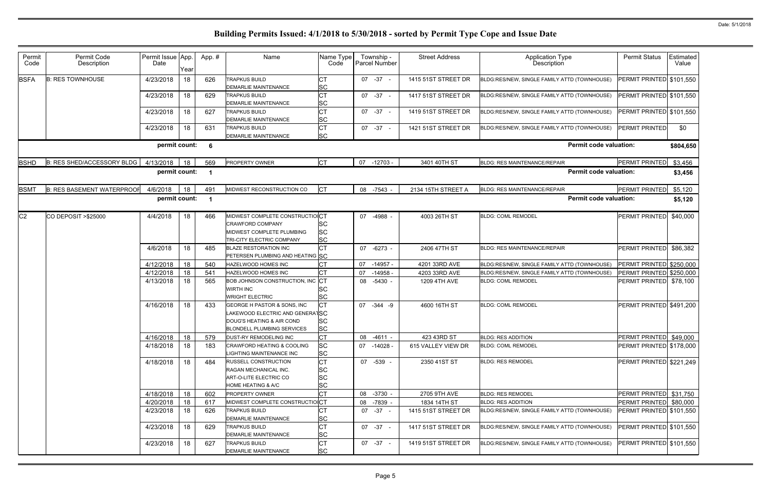# Building Permits Issued: 4/1/2018 to 5/30/2018 - sorted by Permit Type Cope and Issue Date

Date: 5/1/2018

| Permit Code | Permit Code Description | Permit Issue Date | App. Year | App. # | Name | Name Type Code | Township - Parcel Number | Street Address | Application Type Description | Permit Status | Estimated Value |
|---|---|---|---|---|---|---|---|---|---|---|---|
| BSFA | B: RES TOWNHOUSE | 4/23/2018 | 18 | 626 | TRAPKUS BUILD<br>DEMARLIE MAINTENANCE | CT<br>SC | 07 -37 - | 1415 51ST STREET DR | BLDG:RES/NEW, SINGLE FAMILY ATTD (TOWNHOUSE) | PERMIT PRINTED | $101,550 |
| | | 4/23/2018 | 18 | 629 | TRAPKUS BUILD<br>DEMARLIE MAINTENANCE | CT<br>SC | 07 -37 - | 1417 51ST STREET DR | BLDG:RES/NEW, SINGLE FAMILY ATTD (TOWNHOUSE) | PERMIT PRINTED | $101,550 |
| | | 4/23/2018 | 18 | 627 | TRAPKUS BUILD<br>DEMARLIE MAINTENANCE | CT<br>SC | 07 -37 - | 1419 51ST STREET DR | BLDG:RES/NEW, SINGLE FAMILY ATTD (TOWNHOUSE) | PERMIT PRINTED | $101,550 |
| | | 4/23/2018 | 18 | 631 | TRAPKUS BUILD<br>DEMARLIE MAINTENANCE | CT<br>SC | 07 -37 - | 1421 51ST STREET DR | BLDG:RES/NEW, SINGLE FAMILY ATTD (TOWNHOUSE) | PERMIT PRINTED | $0 |
| | | permit count: | | 6 | | | | | Permit code valuation: | | $804,650 |
| BSHD | B: RES SHED/ACCESSORY BLDG | 4/13/2018 | 18 | 569 | PROPERTY OWNER | CT | 07 -12703 - | 3401 40TH ST | BLDG: RES MAINTENANCE/REPAIR | PERMIT PRINTED | $3,456 |
| | | permit count: | | 1 | | | | | Permit code valuation: | | $3,456 |
| BSMT | B: RES BASEMENT WATERPROOF | 4/6/2018 | 18 | 491 | MIDWEST RECONSTRUCTION CO | CT | 08 -7543 - | 2134 15TH STREET A | BLDG: RES MAINTENANCE/REPAIR | PERMIT PRINTED | $5,120 |
| | | permit count: | | 1 | | | | | Permit code valuation: | | $5,120 |
| C2 | CO DEPOSIT >$25000 | 4/4/2018 | 18 | 466 | MIDWEST COMPLETE CONSTRUCTIO<br>CRAWFORD COMPANY<br>MIDWEST COMPLETE PLUMBING<br>TRI-CITY ELECTRIC COMPANY | CT<br>SC<br>SC<br>SC | 07 -4988 - | 4003 26TH ST | BLDG: COML REMODEL | PERMIT PRINTED | $40,000 |
| | | 4/6/2018 | 18 | 485 | BLAZE RESTORATION INC<br>PETERSEN PLUMBING AND HEATING | CT<br>SC | 07 -6273 - | 2406 47TH ST | BLDG: RES MAINTENANCE/REPAIR | PERMIT PRINTED | $86,382 |
| | | 4/12/2018 | 18 | 540 | HAZELWOOD HOMES INC | CT | 07 -14957 - | 4201 33RD AVE | BLDG:RES/NEW, SINGLE FAMILY ATTD (TOWNHOUSE) | PERMIT PRINTED | $250,000 |
| | | 4/12/2018 | 18 | 541 | HAZELWOOD HOMES INC | CT | 07 -14958 - | 4203 33RD AVE | BLDG:RES/NEW, SINGLE FAMILY ATTD (TOWNHOUSE) | PERMIT PRINTED | $250,000 |
| | | 4/13/2018 | 18 | 565 | BOB JOHNSON CONSTRUCTION, INC<br>WIRTH INC<br>WRIGHT ELECTRIC | CT<br>SC<br>SC | 08 -5430 - | 1209 4TH AVE | BLDG: COML REMODEL | PERMIT PRINTED | $78,100 |
| | | 4/16/2018 | 18 | 433 | GEORGE H PASTOR & SONS, INC<br>LAKEWOOD ELECTRIC AND GENERAT<br>DOUG'S HEATING & AIR COND<br>BLONDELL PLUMBING SERVICES | CT<br>SC<br>SC<br>SC | 07 -344 -9 | 4600 16TH ST | BLDG: COML REMODEL | PERMIT PRINTED | $491,200 |
| | | 4/16/2018 | 18 | 579 | DUST-RY REMODELING INC | CT | 08 -4611 - | 423 43RD ST | BLDG: RES ADDITION | PERMIT PRINTED | $49,000 |
| | | 4/18/2018 | 18 | 183 | CRAWFORD HEATING & COOLING<br>LIGHTING MAINTENANCE INC | SC<br>SC | 07 -14028 - | 615 VALLEY VIEW DR | BLDG: COML REMODEL | PERMIT PRINTED | $178,000 |
| | | 4/18/2018 | 18 | 484 | RUSSELL CONSTRUCTION<br>RAGAN MECHANICAL INC.<br>ART-O-LITE ELECTRIC CO<br>HOME HEATING & A/C | CT<br>SC<br>SC<br>SC | 07 -539 - | 2350 41ST ST | BLDG: RES REMODEL | PERMIT PRINTED | $221,249 |
| | | 4/18/2018 | 18 | 602 | PROPERTY OWNER | CT | 08 -3730 - | 2705 9TH AVE | BLDG: RES REMODEL | PERMIT PRINTED | $31,750 |
| | | 4/20/2018 | 18 | 617 | MIDWEST COMPLETE CONSTRUCTIO | CT | 08 -7839 - | 1834 14TH ST | BLDG: RES ADDITION | PERMIT PRINTED | $80,000 |
| | | 4/23/2018 | 18 | 626 | TRAPKUS BUILD<br>DEMARLIE MAINTENANCE | CT<br>SC | 07 -37 - | 1415 51ST STREET DR | BLDG:RES/NEW, SINGLE FAMILY ATTD (TOWNHOUSE) | PERMIT PRINTED | $101,550 |
| | | 4/23/2018 | 18 | 629 | TRAPKUS BUILD<br>DEMARLIE MAINTENANCE | CT<br>SC | 07 -37 - | 1417 51ST STREET DR | BLDG:RES/NEW, SINGLE FAMILY ATTD (TOWNHOUSE) | PERMIT PRINTED | $101,550 |
| | | 4/23/2018 | 18 | 627 | TRAPKUS BUILD<br>DEMARLIE MAINTENANCE | CT<br>SC | 07 -37 - | 1419 51ST STREET DR | BLDG:RES/NEW, SINGLE FAMILY ATTD (TOWNHOUSE) | PERMIT PRINTED | $101,550 |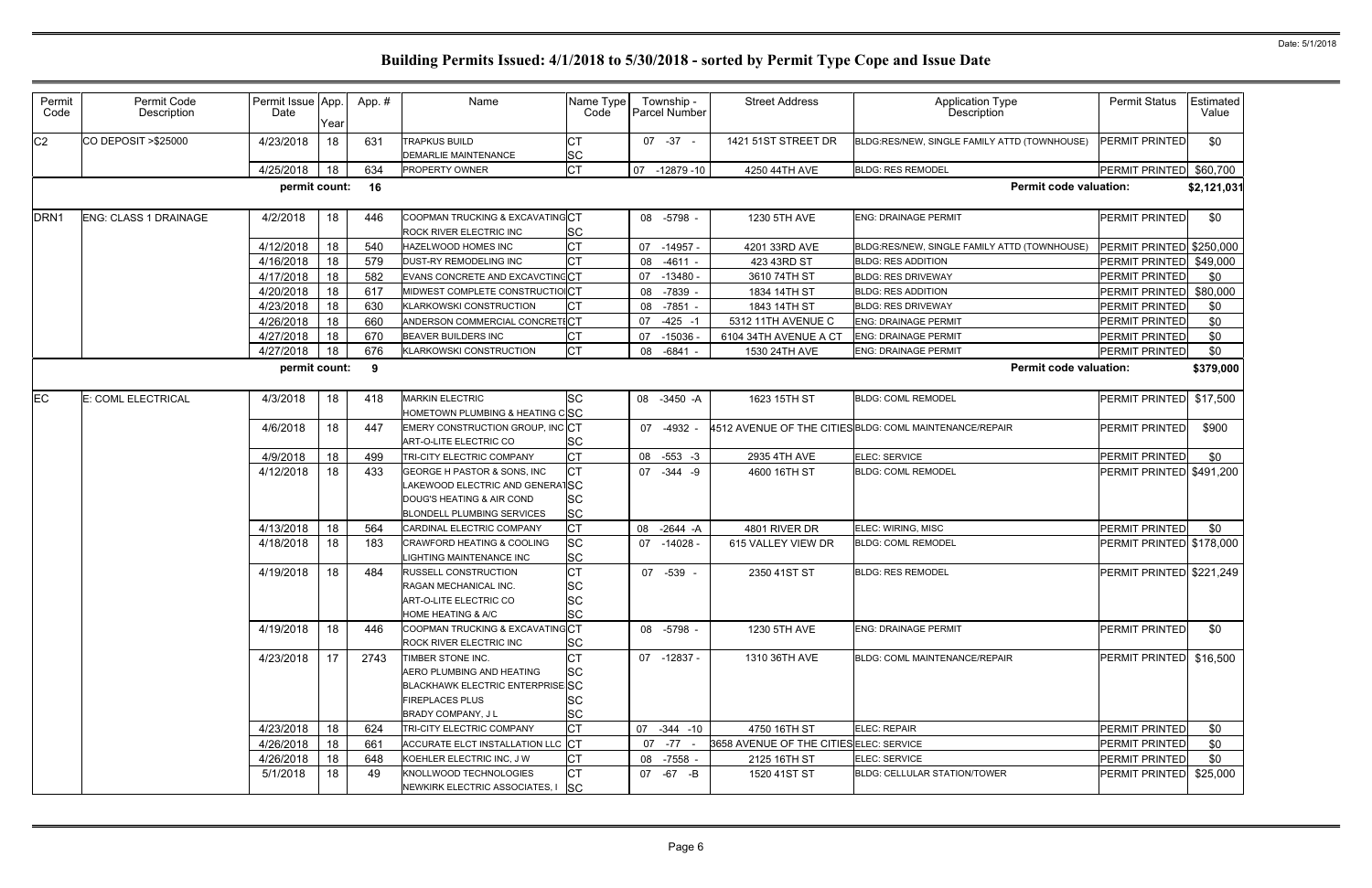# Building Permits Issued: 4/1/2018 to 5/30/2018 - sorted by Permit Type Cope and Issue Date

| Permit Code | Permit Code Description | Permit Issue Date | App. Year | App. # | Name | Name Type Code | Township - Parcel Number | Street Address | Application Type Description | Permit Status | Estimated Value |
|---|---|---|---|---|---|---|---|---|---|---|---|
| C2 | CO DEPOSIT >$25000 | 4/23/2018 | 18 | 631 | TRAPKUS BUILD<br>DEMARLIE MAINTENANCE | CT<br>SC | 07 -37 - | 1421 51ST STREET DR | BLDG:RES/NEW, SINGLE FAMILY ATTD (TOWNHOUSE) | PERMIT PRINTED | $0 |
| | | 4/25/2018 | 18 | 634 | PROPERTY OWNER | CT | 07 -12879 -10 | 4250 44TH AVE | BLDG: RES REMODEL | PERMIT PRINTED | $60,700 |
| | | **permit count:** | | **16** | | | | | **Permit code valuation:** | | **$2,121,031** |
| DRN1 | ENG: CLASS 1 DRAINAGE | 4/2/2018 | 18 | 446 | COOPMAN TRUCKING & EXCAVATING<br>ROCK RIVER ELECTRIC INC | CT<br>SC | 08 -5798 - | 1230 5TH AVE | ENG: DRAINAGE PERMIT | PERMIT PRINTED | $0 |
| | | 4/12/2018 | 18 | 540 | HAZELWOOD HOMES INC | CT | 07 -14957 - | 4201 33RD AVE | BLDG:RES/NEW, SINGLE FAMILY ATTD (TOWNHOUSE) | PERMIT PRINTED | $250,000 |
| | | 4/16/2018 | 18 | 579 | DUST-RY REMODELING INC | CT | 08 -4611 - | 423 43RD ST | BLDG: RES ADDITION | PERMIT PRINTED | $49,000 |
| | | 4/17/2018 | 18 | 582 | EVANS CONCRETE AND EXCAVCTING | CT | 07 -13480 - | 3610 74TH ST | BLDG: RES DRIVEWAY | PERMIT PRINTED | $0 |
| | | 4/20/2018 | 18 | 617 | MIDWEST COMPLETE CONSTRUCTION | CT | 08 -7839 - | 1834 14TH ST | BLDG: RES ADDITION | PERMIT PRINTED | $80,000 |
| | | 4/23/2018 | 18 | 630 | KLARKOWSKI CONSTRUCTION | CT | 08 -7851 - | 1843 14TH ST | BLDG: RES DRIVEWAY | PERMIT PRINTED | $0 |
| | | 4/26/2018 | 18 | 660 | ANDERSON COMMERCIAL CONCRETE | CT | 07 -425 -1 | 5312 11TH AVENUE C | ENG: DRAINAGE PERMIT | PERMIT PRINTED | $0 |
| | | 4/27/2018 | 18 | 670 | BEAVER BUILDERS INC | CT | 07 -15036 - | 6104 34TH AVENUE A CT | ENG: DRAINAGE PERMIT | PERMIT PRINTED | $0 |
| | | 4/27/2018 | 18 | 676 | KLARKOWSKI CONSTRUCTION | CT | 08 -6841 - | 1530 24TH AVE | ENG: DRAINAGE PERMIT | PERMIT PRINTED | $0 |
| | | **permit count:** | | **9** | | | | | **Permit code valuation:** | | **$379,000** |
| EC | E: COML ELECTRICAL | 4/3/2018 | 18 | 418 | MARKIN ELECTRIC<br>HOMETOWN PLUMBING & HEATING C | SC<br>SC | 08 -3450 -A | 1623 15TH ST | BLDG: COML REMODEL | PERMIT PRINTED | $17,500 |
| | | 4/6/2018 | 18 | 447 | EMERY CONSTRUCTION GROUP, INC<br>ART-O-LITE ELECTRIC CO | CT<br>SC | 07 -4932 - | 4512 AVENUE OF THE CITIES | BLDG: COML MAINTENANCE/REPAIR | PERMIT PRINTED | $900 |
| | | 4/9/2018 | 18 | 499 | TRI-CITY ELECTRIC COMPANY | CT | 08 -553 -3 | 2935 4TH AVE | ELEC: SERVICE | PERMIT PRINTED | $0 |
| | | 4/12/2018 | 18 | 433 | GEORGE H PASTOR & SONS, INC<br>LAKEWOOD ELECTRIC AND GENERAT<br>DOUG'S HEATING & AIR COND<br>BLONDELL PLUMBING SERVICES | CT<br>SC<br>SC<br>SC | 07 -344 -9 | 4600 16TH ST | BLDG: COML REMODEL | PERMIT PRINTED | $491,200 |
| | | 4/13/2018 | 18 | 564 | CARDINAL ELECTRIC COMPANY | CT | 08 -2644 -A | 4801 RIVER DR | ELEC: WIRING, MISC | PERMIT PRINTED | $0 |
| | | 4/18/2018 | 18 | 183 | CRAWFORD HEATING & COOLING<br>LIGHTING MAINTENANCE INC | SC<br>SC | 07 -14028 - | 615 VALLEY VIEW DR | BLDG: COML REMODEL | PERMIT PRINTED | $178,000 |
| | | 4/19/2018 | 18 | 484 | RUSSELL CONSTRUCTION<br>RAGAN MECHANICAL INC.<br>ART-O-LITE ELECTRIC CO<br>HOME HEATING & A/C | CT<br>SC<br>SC<br>SC | 07 -539 - | 2350 41ST ST | BLDG: RES REMODEL | PERMIT PRINTED | $221,249 |
| | | 4/19/2018 | 18 | 446 | COOPMAN TRUCKING & EXCAVATING<br>ROCK RIVER ELECTRIC INC | CT<br>SC | 08 -5798 - | 1230 5TH AVE | ENG: DRAINAGE PERMIT | PERMIT PRINTED | $0 |
| | | 4/23/2018 | 17 | 2743 | TIMBER STONE INC.<br>AERO PLUMBING AND HEATING<br>BLACKHAWK ELECTRIC ENTERPRISE<br>FIREPLACES PLUS<br>BRADY COMPANY, J L | CT<br>SC<br>SC<br>SC<br>SC | 07 -12837 - | 1310 36TH AVE | BLDG: COML MAINTENANCE/REPAIR | PERMIT PRINTED | $16,500 |
| | | 4/23/2018 | 18 | 624 | TRI-CITY ELECTRIC COMPANY | CT | 07 -344 -10 | 4750 16TH ST | ELEC: REPAIR | PERMIT PRINTED | $0 |
| | | 4/26/2018 | 18 | 661 | ACCURATE ELCT INSTALLATION LLC | CT | 07 -77 - | 3658 AVENUE OF THE CITIES | ELEC: SERVICE | PERMIT PRINTED | $0 |
| | | 4/26/2018 | 18 | 648 | KOEHLER ELECTRIC INC, J W | CT | 08 -7558 - | 2125 16TH ST | ELEC: SERVICE | PERMIT PRINTED | $0 |
| | | 5/1/2018 | 18 | 49 | KNOLLWOOD TECHNOLOGIES<br>NEWKIRK ELECTRIC ASSOCIATES, I | CT<br>SC | 07 -67 -B | 1520 41ST ST | BLDG: CELLULAR STATION/TOWER | PERMIT PRINTED | $25,000 |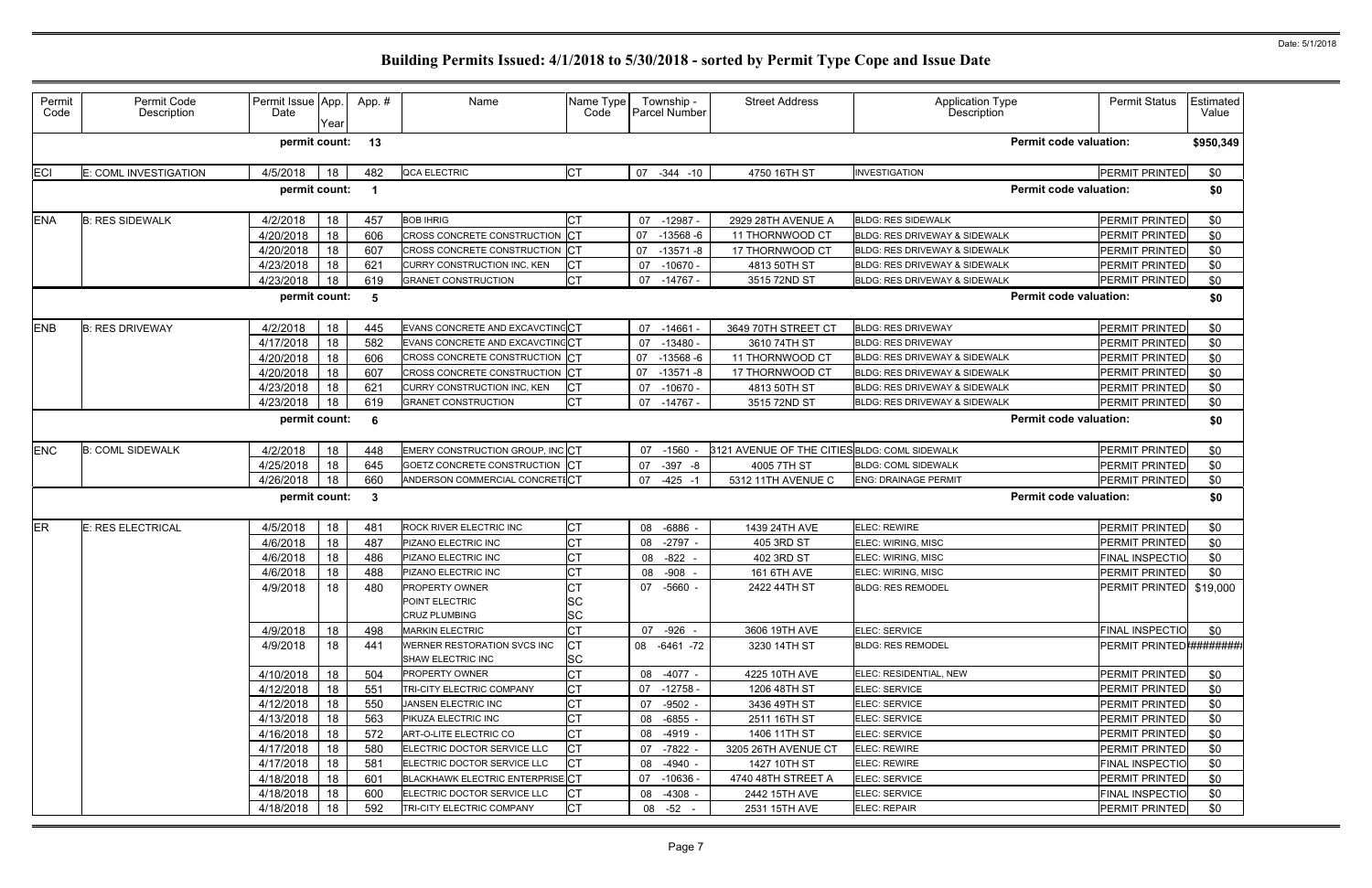# Building Permits Issued: 4/1/2018 to 5/30/2018 - sorted by Permit Type Cope and Issue Date

Date: 5/1/2018

| Permit Code | Permit Code Description | Permit Issue Date | App. Year | App. # | Name | Name Type Code | Township - Parcel Number | Street Address | Application Type Description | Permit Status | Estimated Value |
|---|---|---|---|---|---|---|---|---|---|---|---|
| | | permit count: | | 13 | | | | | Permit code valuation: | | $950,349 |
| ECI | E: COML INVESTIGATION | 4/5/2018 | 18 | 482 | QCA ELECTRIC | CT | 07 -344 -10 | 4750 16TH ST | INVESTIGATION | PERMIT PRINTED | $0 |
| | | permit count: | | 1 | | | | | Permit code valuation: | | $0 |
| ENA | B: RES SIDEWALK | 4/2/2018 | 18 | 457 | BOB IHRIG | CT | 07 -12987 - | 2929 28TH AVENUE A | BLDG: RES SIDEWALK | PERMIT PRINTED | $0 |
| | | 4/20/2018 | 18 | 606 | CROSS CONCRETE CONSTRUCTION | CT | 07 -13568 -6 | 11 THORNWOOD CT | BLDG: RES DRIVEWAY & SIDEWALK | PERMIT PRINTED | $0 |
| | | 4/20/2018 | 18 | 607 | CROSS CONCRETE CONSTRUCTION | CT | 07 -13571 -8 | 17 THORNWOOD CT | BLDG: RES DRIVEWAY & SIDEWALK | PERMIT PRINTED | $0 |
| | | 4/23/2018 | 18 | 621 | CURRY CONSTRUCTION INC, KEN | CT | 07 -10670 - | 4813 50TH ST | BLDG: RES DRIVEWAY & SIDEWALK | PERMIT PRINTED | $0 |
| | | 4/23/2018 | 18 | 619 | GRANET CONSTRUCTION | CT | 07 -14767 - | 3515 72ND ST | BLDG: RES DRIVEWAY & SIDEWALK | PERMIT PRINTED | $0 |
| | | permit count: | | 5 | | | | | Permit code valuation: | | $0 |
| ENB | B: RES DRIVEWAY | 4/2/2018 | 18 | 445 | EVANS CONCRETE AND EXCAVCTING | CT | 07 -14661 - | 3649 70TH STREET CT | BLDG: RES DRIVEWAY | PERMIT PRINTED | $0 |
| | | 4/17/2018 | 18 | 582 | EVANS CONCRETE AND EXCAVCTING | CT | 07 -13480 - | 3610 74TH ST | BLDG: RES DRIVEWAY | PERMIT PRINTED | $0 |
| | | 4/20/2018 | 18 | 606 | CROSS CONCRETE CONSTRUCTION | CT | 07 -13568 -6 | 11 THORNWOOD CT | BLDG: RES DRIVEWAY & SIDEWALK | PERMIT PRINTED | $0 |
| | | 4/20/2018 | 18 | 607 | CROSS CONCRETE CONSTRUCTION | CT | 07 -13571 -8 | 17 THORNWOOD CT | BLDG: RES DRIVEWAY & SIDEWALK | PERMIT PRINTED | $0 |
| | | 4/23/2018 | 18 | 621 | CURRY CONSTRUCTION INC, KEN | CT | 07 -10670 - | 4813 50TH ST | BLDG: RES DRIVEWAY & SIDEWALK | PERMIT PRINTED | $0 |
| | | 4/23/2018 | 18 | 619 | GRANET CONSTRUCTION | CT | 07 -14767 - | 3515 72ND ST | BLDG: RES DRIVEWAY & SIDEWALK | PERMIT PRINTED | $0 |
| | | permit count: | | 6 | | | | | Permit code valuation: | | $0 |
| ENC | B: COML SIDEWALK | 4/2/2018 | 18 | 448 | EMERY CONSTRUCTION GROUP, INC | CT | 07 -1560 - | 3121 AVENUE OF THE CITIES | BLDG: COML SIDEWALK | PERMIT PRINTED | $0 |
| | | 4/25/2018 | 18 | 645 | GOETZ CONCRETE CONSTRUCTION | CT | 07 -397 -8 | 4005 7TH ST | BLDG: COML SIDEWALK | PERMIT PRINTED | $0 |
| | | 4/26/2018 | 18 | 660 | ANDERSON COMMERCIAL CONCRETE | CT | 07 -425 -1 | 5312 11TH AVENUE C | ENG: DRAINAGE PERMIT | PERMIT PRINTED | $0 |
| | | permit count: | | 3 | | | | | Permit code valuation: | | $0 |
| ER | E: RES ELECTRICAL | 4/5/2018 | 18 | 481 | ROCK RIVER ELECTRIC INC | CT | 08 -6886 - | 1439 24TH AVE | ELEC: REWIRE | PERMIT PRINTED | $0 |
| | | 4/6/2018 | 18 | 487 | PIZANO ELECTRIC INC | CT | 08 -2797 - | 405 3RD ST | ELEC: WIRING, MISC | PERMIT PRINTED | $0 |
| | | 4/6/2018 | 18 | 486 | PIZANO ELECTRIC INC | CT | 08 -822 - | 402 3RD ST | ELEC: WIRING, MISC | FINAL INSPECTIO | $0 |
| | | 4/6/2018 | 18 | 488 | PIZANO ELECTRIC INC | CT | 08 -908 - | 161 6TH AVE | ELEC: WIRING, MISC | PERMIT PRINTED | $0 |
| | | 4/9/2018 | 18 | 480 | PROPERTY OWNER<br>POINT ELECTRIC<br>CRUZ PLUMBING | CT<br>SC<br>SC | 07 -5660 - | 2422 44TH ST | BLDG: RES REMODEL | PERMIT PRINTED | $19,000 |
| | | 4/9/2018 | 18 | 498 | MARKIN ELECTRIC | CT | 07 -926 - | 3606 19TH AVE | ELEC: SERVICE | FINAL INSPECTIO | $0 |
| | | 4/9/2018 | 18 | 441 | WERNER RESTORATION SVCS INC<br>SHAW ELECTRIC INC | CT<br>SC | 08 -6461 -72 | 3230 14TH ST | BLDG: RES REMODEL | PERMIT PRINTED | ######### |
| | | 4/10/2018 | 18 | 504 | PROPERTY OWNER | CT | 08 -4077 - | 4225 10TH AVE | ELEC: RESIDENTIAL, NEW | PERMIT PRINTED | $0 |
| | | 4/12/2018 | 18 | 551 | TRI-CITY ELECTRIC COMPANY | CT | 07 -12758 - | 1206 48TH ST | ELEC: SERVICE | PERMIT PRINTED | $0 |
| | | 4/12/2018 | 18 | 550 | JANSEN ELECTRIC INC | CT | 07 -9502 - | 3436 49TH ST | ELEC: SERVICE | PERMIT PRINTED | $0 |
| | | 4/13/2018 | 18 | 563 | PIKUZA ELECTRIC INC | CT | 08 -6855 - | 2511 16TH ST | ELEC: SERVICE | PERMIT PRINTED | $0 |
| | | 4/16/2018 | 18 | 572 | ART-O-LITE ELECTRIC CO | CT | 08 -4919 - | 1406 11TH ST | ELEC: SERVICE | PERMIT PRINTED | $0 |
| | | 4/17/2018 | 18 | 580 | ELECTRIC DOCTOR SERVICE LLC | CT | 07 -7822 - | 3205 26TH AVENUE CT | ELEC: REWIRE | PERMIT PRINTED | $0 |
| | | 4/17/2018 | 18 | 581 | ELECTRIC DOCTOR SERVICE LLC | CT | 08 -4940 - | 1427 10TH ST | ELEC: REWIRE | FINAL INSPECTIO | $0 |
| | | 4/18/2018 | 18 | 601 | BLACKHAWK ELECTRIC ENTERPRISE | CT | 07 -10636 - | 4740 48TH STREET A | ELEC: SERVICE | PERMIT PRINTED | $0 |
| | | 4/18/2018 | 18 | 600 | ELECTRIC DOCTOR SERVICE LLC | CT | 08 -4308 - | 2442 15TH AVE | ELEC: SERVICE | FINAL INSPECTIO | $0 |
| | | 4/18/2018 | 18 | 592 | TRI-CITY ELECTRIC COMPANY | CT | 08 -52 - | 2531 15TH AVE | ELEC: REPAIR | PERMIT PRINTED | $0 |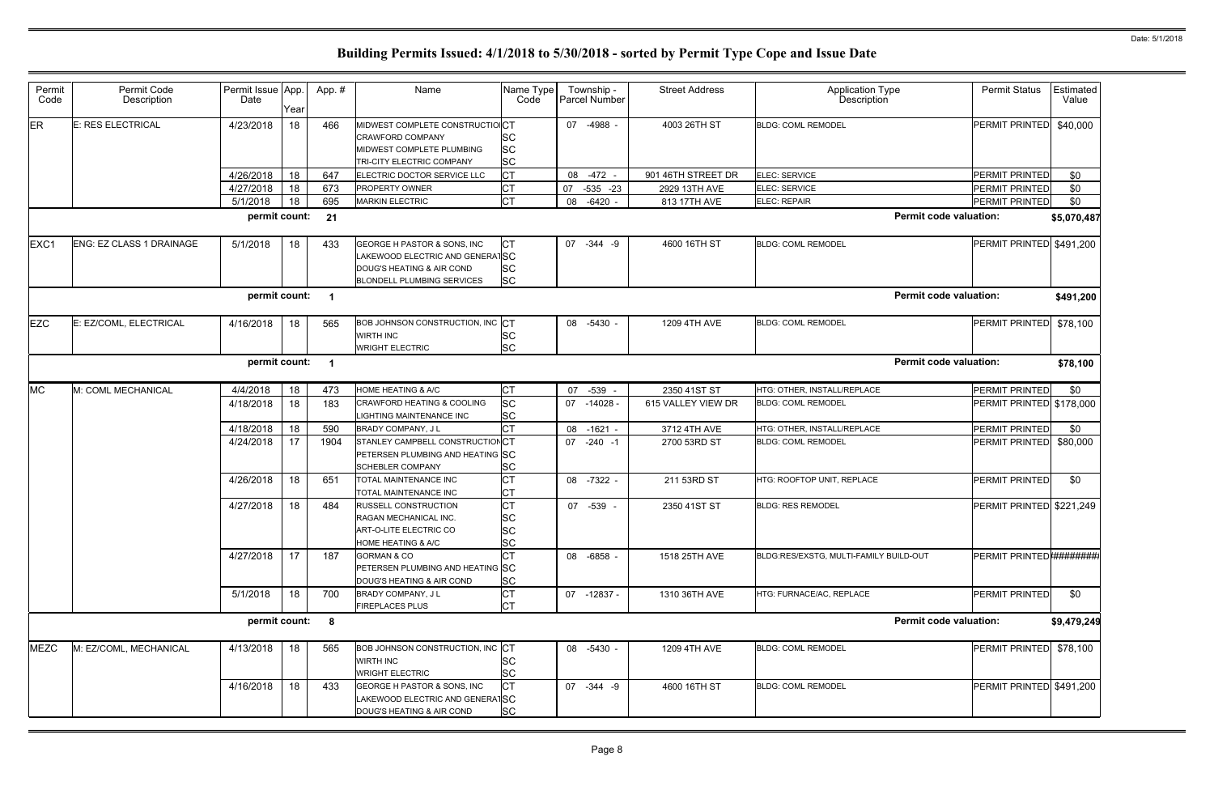# Building Permits Issued: 4/1/2018 to 5/30/2018 - sorted by Permit Type Cope and Issue Date

Date: 5/1/2018

| Permit Code | Permit Code Description | Permit Issue Date | App. Year | App. # | Name | Name Type Code | Township - Parcel Number | Street Address | Application Type Description | Permit Status | Estimated Value |
|---|---|---|---|---|---|---|---|---|---|---|---|
| ER | E: RES ELECTRICAL | 4/23/2018 | 18 | 466 | MIDWEST COMPLETE CONSTRUCTIO<br>CRAWFORD COMPANY<br>MIDWEST COMPLETE PLUMBING<br>TRI-CITY ELECTRIC COMPANY | CT<br>SC<br>SC<br>SC | 07 -4988 - | 4003 26TH ST | BLDG: COML REMODEL | PERMIT PRINTED | $40,000 |
| | | 4/26/2018 | 18 | 647 | ELECTRIC DOCTOR SERVICE LLC | CT | 08 -472 - | 901 46TH STREET DR | ELEC: SERVICE | PERMIT PRINTED | $0 |
| | | 4/27/2018 | 18 | 673 | PROPERTY OWNER | CT | 07 -535 -23 | 2929 13TH AVE | ELEC: SERVICE | PERMIT PRINTED | $0 |
| | | 5/1/2018 | 18 | 695 | MARKIN ELECTRIC | CT | 08 -6420 - | 813 17TH AVE | ELEC: REPAIR | PERMIT PRINTED | $0 |
| | | permit count: | | 21 | | | | | Permit code valuation: | | $5,070,487 |
| EXC1 | ENG: EZ CLASS 1 DRAINAGE | 5/1/2018 | 18 | 433 | GEORGE H PASTOR & SONS, INC<br>LAKEWOOD ELECTRIC AND GENERAT<br>DOUG'S HEATING & AIR COND<br>BLONDELL PLUMBING SERVICES | CT<br>SC<br>SC<br>SC | 07 -344 -9 | 4600 16TH ST | BLDG: COML REMODEL | PERMIT PRINTED | $491,200 |
| | | permit count: | | 1 | | | | | Permit code valuation: | | $491,200 |
| EZC | E: EZ/COML, ELECTRICAL | 4/16/2018 | 18 | 565 | BOB JOHNSON CONSTRUCTION, INC<br>WIRTH INC<br>WRIGHT ELECTRIC | CT<br>SC<br>SC | 08 -5430 - | 1209 4TH AVE | BLDG: COML REMODEL | PERMIT PRINTED | $78,100 |
| | | permit count: | | 1 | | | | | Permit code valuation: | | $78,100 |
| MC | M: COML MECHANICAL | 4/4/2018 | 18 | 473 | HOME HEATING & A/C | CT | 07 -539 - | 2350 41ST ST | HTG: OTHER, INSTALL/REPLACE | PERMIT PRINTED | $0 |
| | | 4/18/2018 | 18 | 183 | CRAWFORD HEATING & COOLING<br>LIGHTING MAINTENANCE INC | SC<br>SC | 07 -14028 - | 615 VALLEY VIEW DR | BLDG: COML REMODEL | PERMIT PRINTED | $178,000 |
| | | 4/18/2018 | 18 | 590 | BRADY COMPANY, J L | CT | 08 -1621 - | 3712 4TH AVE | HTG: OTHER, INSTALL/REPLACE | PERMIT PRINTED | $0 |
| | | 4/24/2018 | 17 | 1904 | STANLEY CAMPBELL CONSTRUCTION<br>PETERSEN PLUMBING AND HEATING<br>SCHEBLER COMPANY | CT<br>SC<br>SC | 07 -240 -1 | 2700 53RD ST | BLDG: COML REMODEL | PERMIT PRINTED | $80,000 |
| | | 4/26/2018 | 18 | 651 | TOTAL MAINTENANCE INC<br>TOTAL MAINTENANCE INC | CT<br>CT | 08 -7322 - | 211 53RD ST | HTG: ROOFTOP UNIT, REPLACE | PERMIT PRINTED | $0 |
| | | 4/27/2018 | 18 | 484 | RUSSELL CONSTRUCTION<br>RAGAN MECHANICAL INC.<br>ART-O-LITE ELECTRIC CO<br>HOME HEATING & A/C | CT<br>SC<br>SC<br>SC | 07 -539 - | 2350 41ST ST | BLDG: RES REMODEL | PERMIT PRINTED | $221,249 |
| | | 4/27/2018 | 17 | 187 | GORMAN & CO<br>PETERSEN PLUMBING AND HEATING<br>DOUG'S HEATING & AIR COND | CT<br>SC<br>SC | 08 -6858 - | 1518 25TH AVE | BLDG:RES/EXSTG, MULTI-FAMILY BUILD-OUT | PERMIT PRINTED | ######### |
| | | 5/1/2018 | 18 | 700 | BRADY COMPANY, J L<br>FIREPLACES PLUS | CT<br>CT | 07 -12837 - | 1310 36TH AVE | HTG: FURNACE/AC, REPLACE | PERMIT PRINTED | $0 |
| | | permit count: | | 8 | | | | | Permit code valuation: | | $9,479,249 |
| MEZC | M: EZ/COML, MECHANICAL | 4/13/2018 | 18 | 565 | BOB JOHNSON CONSTRUCTION, INC<br>WIRTH INC<br>WRIGHT ELECTRIC | CT<br>SC<br>SC | 08 -5430 - | 1209 4TH AVE | BLDG: COML REMODEL | PERMIT PRINTED | $78,100 |
| | | 4/16/2018 | 18 | 433 | GEORGE H PASTOR & SONS, INC<br>LAKEWOOD ELECTRIC AND GENERAT<br>DOUG'S HEATING & AIR COND | CT<br>SC<br>SC | 07 -344 -9 | 4600 16TH ST | BLDG: COML REMODEL | PERMIT PRINTED | $491,200 |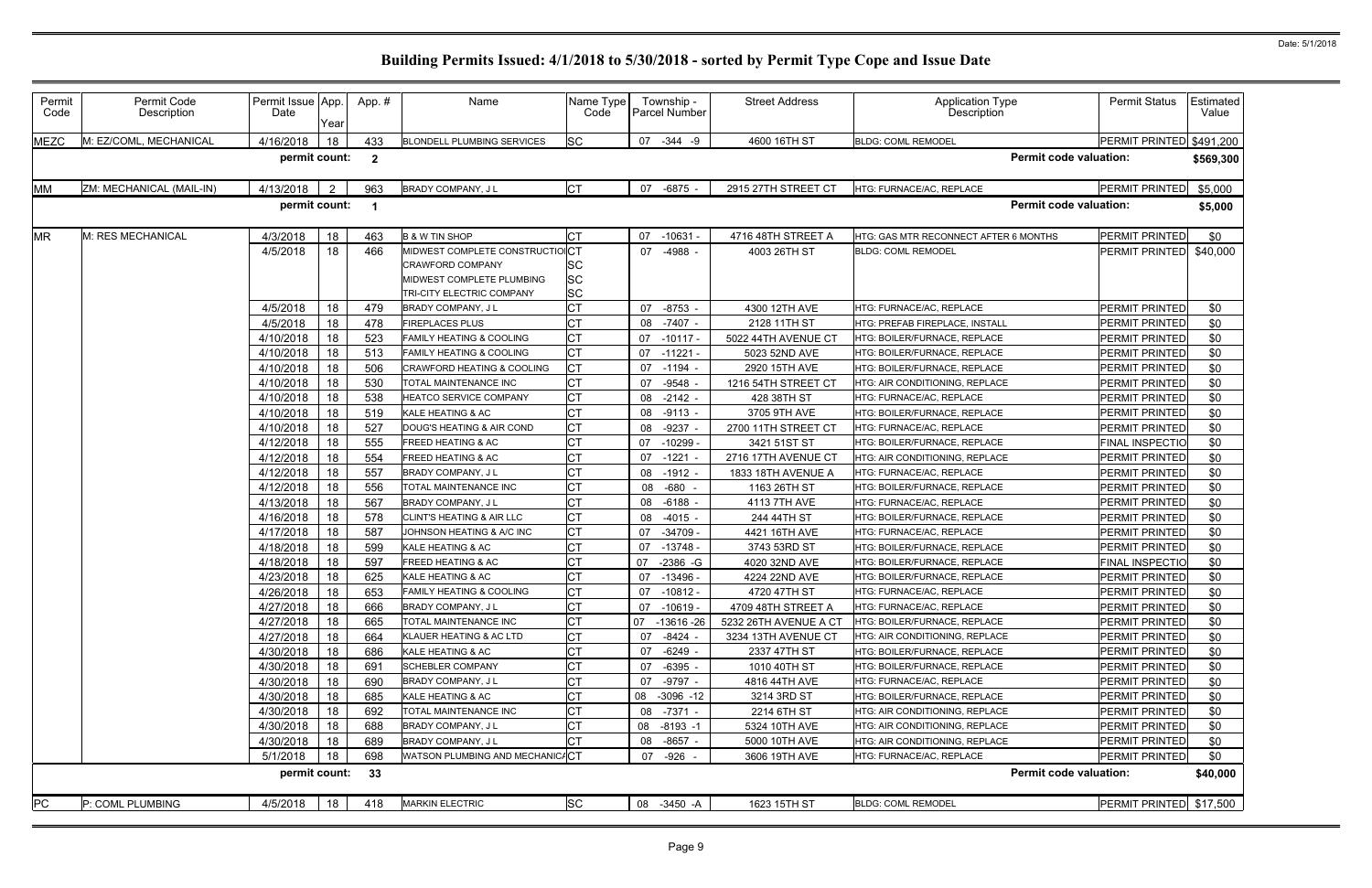Date: 5/1/2018

# Building Permits Issued: 4/1/2018 to 5/30/2018 - sorted by Permit Type Cope and Issue Date

| Permit Code | Permit Code Description | Permit Issue Date | App. Year | App. # | Name | Name Type Code | Township - Parcel Number | Street Address | Application Type Description | Permit Status | Estimated Value |
|---|---|---|---|---|---|---|---|---|---|---|---|
| MEZC | M: EZ/COML, MECHANICAL | 4/16/2018 | 18 | 433 | BLONDELL PLUMBING SERVICES | SC | 07 -344 -9 | 4600 16TH ST | BLDG: COML REMODEL | PERMIT PRINTED | $491,200 |
| | | **permit count:** | | **2** | | | | | **Permit code valuation:** | | **$569,300** |
| MM | ZM: MECHANICAL (MAIL-IN) | 4/13/2018 | 2 | 963 | BRADY COMPANY, J L | CT | 07 -6875 - | 2915 27TH STREET CT | HTG: FURNACE/AC, REPLACE | PERMIT PRINTED | $5,000 |
| | | **permit count:** | | **1** | | | | | **Permit code valuation:** | | **$5,000** |
| MR | M: RES MECHANICAL | 4/3/2018 | 18 | 463 | B & W TIN SHOP | CT | 07 -10631 - | 4716 48TH STREET A | HTG: GAS MTR RECONNECT AFTER 6 MONTHS | PERMIT PRINTED | $0 |
| | | 4/5/2018 | 18 | 466 | MIDWEST COMPLETE CONSTRUCTIO<br>CRAWFORD COMPANY<br>MIDWEST COMPLETE PLUMBING<br>TRI-CITY ELECTRIC COMPANY | CT<br>SC<br>SC<br>SC | 07 -4988 - | 4003 26TH ST | BLDG: COML REMODEL | PERMIT PRINTED | $40,000 |
| | | 4/5/2018 | 18 | 479 | BRADY COMPANY, J L | CT | 07 -8753 - | 4300 12TH AVE | HTG: FURNACE/AC, REPLACE | PERMIT PRINTED | $0 |
| | | 4/5/2018 | 18 | 478 | FIREPLACES PLUS | CT | 08 -7407 - | 2128 11TH ST | HTG: PREFAB FIREPLACE, INSTALL | PERMIT PRINTED | $0 |
| | | 4/10/2018 | 18 | 523 | FAMILY HEATING & COOLING | CT | 07 -10117 - | 5022 44TH AVENUE CT | HTG: BOILER/FURNACE, REPLACE | PERMIT PRINTED | $0 |
| | | 4/10/2018 | 18 | 513 | FAMILY HEATING & COOLING | CT | 07 -11221 - | 5023 52ND AVE | HTG: BOILER/FURNACE, REPLACE | PERMIT PRINTED | $0 |
| | | 4/10/2018 | 18 | 506 | CRAWFORD HEATING & COOLING | CT | 07 -1194 - | 2920 15TH AVE | HTG: BOILER/FURNACE, REPLACE | PERMIT PRINTED | $0 |
| | | 4/10/2018 | 18 | 530 | TOTAL MAINTENANCE INC | CT | 07 -9548 - | 1216 54TH STREET CT | HTG: AIR CONDITIONING, REPLACE | PERMIT PRINTED | $0 |
| | | 4/10/2018 | 18 | 538 | HEATCO SERVICE COMPANY | CT | 08 -2142 - | 428 38TH ST | HTG: FURNACE/AC, REPLACE | PERMIT PRINTED | $0 |
| | | 4/10/2018 | 18 | 519 | KALE HEATING & AC | CT | 08 -9113 - | 3705 9TH AVE | HTG: BOILER/FURNACE, REPLACE | PERMIT PRINTED | $0 |
| | | 4/10/2018 | 18 | 527 | DOUG'S HEATING & AIR COND | CT | 08 -9237 - | 2700 11TH STREET CT | HTG: FURNACE/AC, REPLACE | PERMIT PRINTED | $0 |
| | | 4/12/2018 | 18 | 555 | FREED HEATING & AC | CT | 07 -10299 - | 3421 51ST ST | HTG: BOILER/FURNACE, REPLACE | FINAL INSPECTIO | $0 |
| | | 4/12/2018 | 18 | 554 | FREED HEATING & AC | CT | 07 -1221 - | 2716 17TH AVENUE CT | HTG: AIR CONDITIONING, REPLACE | PERMIT PRINTED | $0 |
| | | 4/12/2018 | 18 | 557 | BRADY COMPANY, J L | CT | 08 -1912 - | 1833 18TH AVENUE A | HTG: FURNACE/AC, REPLACE | PERMIT PRINTED | $0 |
| | | 4/12/2018 | 18 | 556 | TOTAL MAINTENANCE INC | CT | 08 -680 - | 1163 26TH ST | HTG: BOILER/FURNACE, REPLACE | PERMIT PRINTED | $0 |
| | | 4/13/2018 | 18 | 567 | BRADY COMPANY, J L | CT | 08 -6188 - | 4113 7TH AVE | HTG: FURNACE/AC, REPLACE | PERMIT PRINTED | $0 |
| | | 4/16/2018 | 18 | 578 | CLINT'S HEATING & AIR LLC | CT | 08 -4015 - | 244 44TH ST | HTG: BOILER/FURNACE, REPLACE | PERMIT PRINTED | $0 |
| | | 4/17/2018 | 18 | 587 | JOHNSON HEATING & A/C INC | CT | 07 -34709 - | 4421 16TH AVE | HTG: FURNACE/AC, REPLACE | PERMIT PRINTED | $0 |
| | | 4/18/2018 | 18 | 599 | KALE HEATING & AC | CT | 07 -13748 - | 3743 53RD ST | HTG: BOILER/FURNACE, REPLACE | PERMIT PRINTED | $0 |
| | | 4/18/2018 | 18 | 597 | FREED HEATING & AC | CT | 07 -2386 -G | 4020 32ND AVE | HTG: BOILER/FURNACE, REPLACE | FINAL INSPECTIO | $0 |
| | | 4/23/2018 | 18 | 625 | KALE HEATING & AC | CT | 07 -13496 - | 4224 22ND AVE | HTG: BOILER/FURNACE, REPLACE | PERMIT PRINTED | $0 |
| | | 4/26/2018 | 18 | 653 | FAMILY HEATING & COOLING | CT | 07 -10812 - | 4720 47TH ST | HTG: FURNACE/AC, REPLACE | PERMIT PRINTED | $0 |
| | | 4/27/2018 | 18 | 666 | BRADY COMPANY, J L | CT | 07 -10619 - | 4709 48TH STREET A | HTG: FURNACE/AC, REPLACE | PERMIT PRINTED | $0 |
| | | 4/27/2018 | 18 | 665 | TOTAL MAINTENANCE INC | CT | 07 -13616 -26 | 5232 26TH AVENUE A CT | HTG: BOILER/FURNACE, REPLACE | PERMIT PRINTED | $0 |
| | | 4/27/2018 | 18 | 664 | KLAUER HEATING & AC LTD | CT | 07 -8424 - | 3234 13TH AVENUE CT | HTG: AIR CONDITIONING, REPLACE | PERMIT PRINTED | $0 |
| | | 4/30/2018 | 18 | 686 | KALE HEATING & AC | CT | 07 -6249 - | 2337 47TH ST | HTG: BOILER/FURNACE, REPLACE | PERMIT PRINTED | $0 |
| | | 4/30/2018 | 18 | 691 | SCHEBLER COMPANY | CT | 07 -6395 - | 1010 40TH ST | HTG: BOILER/FURNACE, REPLACE | PERMIT PRINTED | $0 |
| | | 4/30/2018 | 18 | 690 | BRADY COMPANY, J L | CT | 07 -9797 - | 4816 44TH AVE | HTG: FURNACE/AC, REPLACE | PERMIT PRINTED | $0 |
| | | 4/30/2018 | 18 | 685 | KALE HEATING & AC | CT | 08 -3096 -12 | 3214 3RD ST | HTG: BOILER/FURNACE, REPLACE | PERMIT PRINTED | $0 |
| | | 4/30/2018 | 18 | 692 | TOTAL MAINTENANCE INC | CT | 08 -7371 - | 2214 6TH ST | HTG: AIR CONDITIONING, REPLACE | PERMIT PRINTED | $0 |
| | | 4/30/2018 | 18 | 688 | BRADY COMPANY, J L | CT | 08 -8193 -1 | 5324 10TH AVE | HTG: AIR CONDITIONING, REPLACE | PERMIT PRINTED | $0 |
| | | 4/30/2018 | 18 | 689 | BRADY COMPANY, J L | CT | 08 -8657 - | 5000 10TH AVE | HTG: AIR CONDITIONING, REPLACE | PERMIT PRINTED | $0 |
| | | 5/1/2018 | 18 | 698 | WATSON PLUMBING AND MECHANICA | CT | 07 -926 - | 3606 19TH AVE | HTG: FURNACE/AC, REPLACE | PERMIT PRINTED | $0 |
| | | **permit count:** | | **33** | | | | | **Permit code valuation:** | | **$40,000** |
| PC | P: COML PLUMBING | 4/5/2018 | 18 | 418 | MARKIN ELECTRIC | SC | 08 -3450 -A | 1623 15TH ST | BLDG: COML REMODEL | PERMIT PRINTED | $17,500 |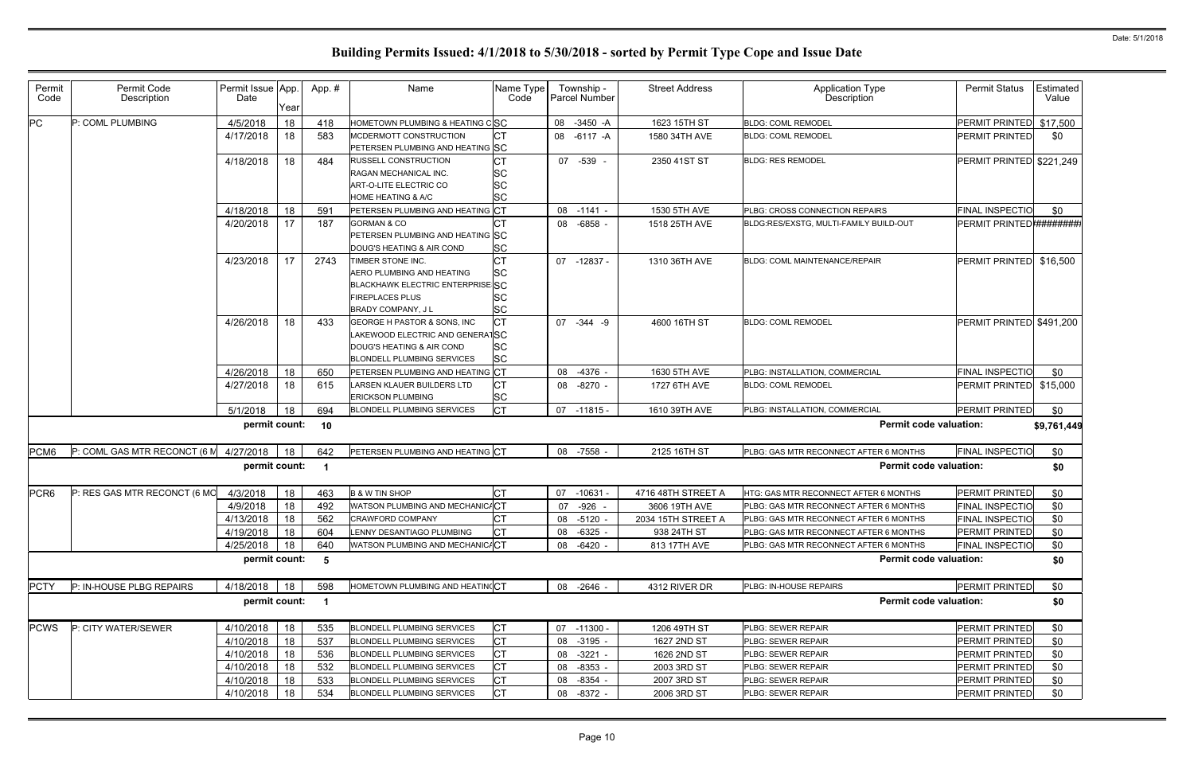# Building Permits Issued: 4/1/2018 to 5/30/2018 - sorted by Permit Type Cope and Issue Date

Date: 5/1/2018

| Permit Code | Permit Code Description | Permit Issue Date | App. Year | App. # | Name | Name Type Code | Township - Parcel Number | Street Address | Application Type Description | Permit Status | Estimated Value |
|---|---|---|---|---|---|---|---|---|---|---|---|
| PC | P: COML PLUMBING | 4/5/2018 | 18 | 418 | HOMETOWN PLUMBING & HEATING C | SC | 08 -3450 -A | 1623 15TH ST | BLDG: COML REMODEL | PERMIT PRINTED | $17,500 |
| | | 4/17/2018 | 18 | 583 | MCDERMOTT CONSTRUCTION | CT | 08 -6117 -A | 1580 34TH AVE | BLDG: COML REMODEL | PERMIT PRINTED | $0 |
| | | | | | PETERSEN PLUMBING AND HEATING | SC | | | | | |
| | | 4/18/2018 | 18 | 484 | RUSSELL CONSTRUCTION | CT | 07 -539 - | 2350 41ST ST | BLDG: RES REMODEL | PERMIT PRINTED | $221,249 |
| | | | | | RAGAN MECHANICAL INC. | SC | | | | | |
| | | | | | ART-O-LITE ELECTRIC CO | SC | | | | | |
| | | | | | HOME HEATING & A/C | SC | | | | | |
| | | 4/18/2018 | 18 | 591 | PETERSEN PLUMBING AND HEATING | CT | 08 -1141 - | 1530 5TH AVE | PLBG: CROSS CONNECTION REPAIRS | FINAL INSPECTIO | $0 |
| | | 4/20/2018 | 17 | 187 | GORMAN & CO | CT | 08 -6858 - | 1518 25TH AVE | BLDG:RES/EXSTG, MULTI-FAMILY BUILD-OUT | PERMIT PRINTED | ######## |
| | | | | | PETERSEN PLUMBING AND HEATING | SC | | | | | |
| | | | | | DOUG'S HEATING & AIR COND | SC | | | | | |
| | | 4/23/2018 | 17 | 2743 | TIMBER STONE INC. | CT | 07 -12837 - | 1310 36TH AVE | BLDG: COML MAINTENANCE/REPAIR | PERMIT PRINTED | $16,500 |
| | | | | | AERO PLUMBING AND HEATING | SC | | | | | |
| | | | | | BLACKHAWK ELECTRIC ENTERPRISE | SC | | | | | |
| | | | | | FIREPLACES PLUS | SC | | | | | |
| | | | | | BRADY COMPANY, J L | SC | | | | | |
| | | 4/26/2018 | 18 | 433 | GEORGE H PASTOR & SONS, INC | CT | 07 -344 -9 | 4600 16TH ST | BLDG: COML REMODEL | PERMIT PRINTED | $491,200 |
| | | | | | LAKEWOOD ELECTRIC AND GENERAT | SC | | | | | |
| | | | | | DOUG'S HEATING & AIR COND | SC | | | | | |
| | | | | | BLONDELL PLUMBING SERVICES | SC | | | | | |
| | | 4/26/2018 | 18 | 650 | PETERSEN PLUMBING AND HEATING | CT | 08 -4376 - | 1630 5TH AVE | PLBG: INSTALLATION, COMMERCIAL | FINAL INSPECTIO | $0 |
| | | 4/27/2018 | 18 | 615 | LARSEN KLAUER BUILDERS LTD | CT | 08 -8270 - | 1727 6TH AVE | BLDG: COML REMODEL | PERMIT PRINTED | $15,000 |
| | | | | | ERICKSON PLUMBING | SC | | | | | |
| | | 5/1/2018 | 18 | 694 | BLONDELL PLUMBING SERVICES | CT | 07 -11815 - | 1610 39TH AVE | PLBG: INSTALLATION, COMMERCIAL | PERMIT PRINTED | $0 |
| | | permit count: | | 10 | | | | | Permit code valuation: | | $9,761,449 |
| PCM6 | P: COML GAS MTR RECONCT (6 M | 4/27/2018 | 18 | 642 | PETERSEN PLUMBING AND HEATING | CT | 08 -7558 - | 2125 16TH ST | PLBG: GAS MTR RECONNECT AFTER 6 MONTHS | FINAL INSPECTIO | $0 |
| | | permit count: | | 1 | | | | | Permit code valuation: | | $0 |
| PCR6 | P: RES GAS MTR RECONCT (6 MC | 4/3/2018 | 18 | 463 | B & W TIN SHOP | CT | 07 -10631 - | 4716 48TH STREET A | HTG: GAS MTR RECONNECT AFTER 6 MONTHS | PERMIT PRINTED | $0 |
| | | 4/9/2018 | 18 | 492 | WATSON PLUMBING AND MECHANICA | CT | 07 -926 - | 3606 19TH AVE | PLBG: GAS MTR RECONNECT AFTER 6 MONTHS | FINAL INSPECTIO | $0 |
| | | 4/13/2018 | 18 | 562 | CRAWFORD COMPANY | CT | 08 -5120 - | 2034 15TH STREET A | PLBG: GAS MTR RECONNECT AFTER 6 MONTHS | FINAL INSPECTIO | $0 |
| | | 4/19/2018 | 18 | 604 | LENNY DESANTIAGO PLUMBING | CT | 08 -6325 - | 938 24TH ST | PLBG: GAS MTR RECONNECT AFTER 6 MONTHS | PERMIT PRINTED | $0 |
| | | 4/25/2018 | 18 | 640 | WATSON PLUMBING AND MECHANICA | CT | 08 -6420 - | 813 17TH AVE | PLBG: GAS MTR RECONNECT AFTER 6 MONTHS | FINAL INSPECTIO | $0 |
| | | permit count: | | 5 | | | | | Permit code valuation: | | $0 |
| PCTY | P: IN-HOUSE PLBG REPAIRS | 4/18/2018 | 18 | 598 | HOMETOWN PLUMBING AND HEATING | CT | 08 -2646 - | 4312 RIVER DR | PLBG: IN-HOUSE REPAIRS | PERMIT PRINTED | $0 |
| | | permit count: | | 1 | | | | | Permit code valuation: | | $0 |
| PCWS | P: CITY WATER/SEWER | 4/10/2018 | 18 | 535 | BLONDELL PLUMBING SERVICES | CT | 07 -11300 - | 1206 49TH ST | PLBG: SEWER REPAIR | PERMIT PRINTED | $0 |
| | | 4/10/2018 | 18 | 537 | BLONDELL PLUMBING SERVICES | CT | 08 -3195 - | 1627 2ND ST | PLBG: SEWER REPAIR | PERMIT PRINTED | $0 |
| | | 4/10/2018 | 18 | 536 | BLONDELL PLUMBING SERVICES | CT | 08 -3221 - | 1626 2ND ST | PLBG: SEWER REPAIR | PERMIT PRINTED | $0 |
| | | 4/10/2018 | 18 | 532 | BLONDELL PLUMBING SERVICES | CT | 08 -8353 - | 2003 3RD ST | PLBG: SEWER REPAIR | PERMIT PRINTED | $0 |
| | | 4/10/2018 | 18 | 533 | BLONDELL PLUMBING SERVICES | CT | 08 -8354 - | 2007 3RD ST | PLBG: SEWER REPAIR | PERMIT PRINTED | $0 |
| | | 4/10/2018 | 18 | 534 | BLONDELL PLUMBING SERVICES | CT | 08 -8372 - | 2006 3RD ST | PLBG: SEWER REPAIR | PERMIT PRINTED | $0 |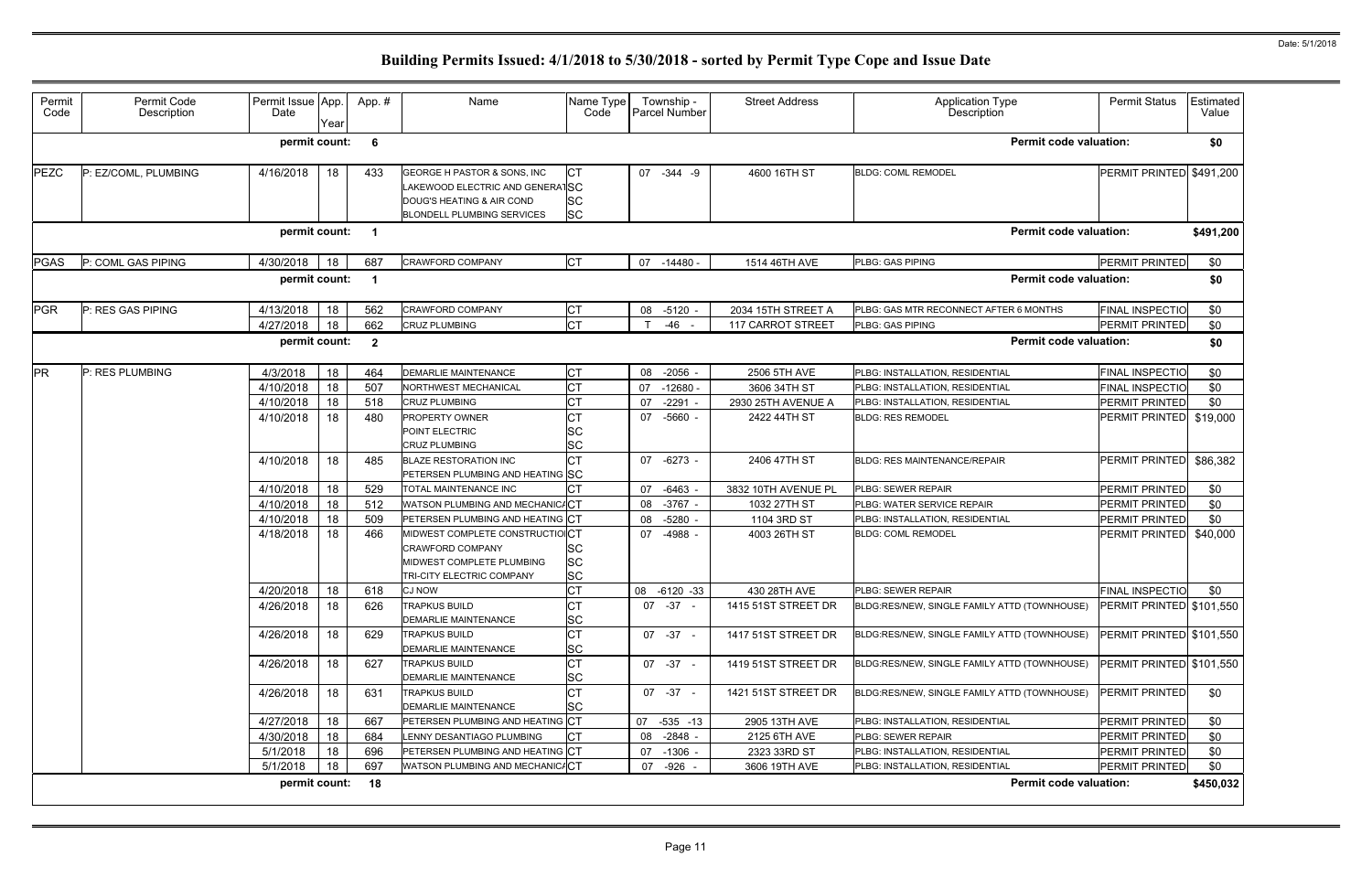# Building Permits Issued: 4/1/2018 to 5/30/2018 - sorted by Permit Type Cope and Issue Date

Date: 5/1/2018

| Permit Code | Permit Code Description | Permit Issue Date | App. Year | App. # | Name | Name Type Code | Township - Parcel Number | Street Address | Application Type Description | Permit Status | Estimated Value |
|---|---|---|---|---|---|---|---|---|---|---|---|
| | | permit count: | | 6 | | | | | Permit code valuation: | | $0 |
| PEZC | P: EZ/COML, PLUMBING | 4/16/2018 | 18 | 433 | GEORGE H PASTOR & SONS, INC<br>LAKEWOOD ELECTRIC AND GENERAT<br>DOUG'S HEATING & AIR COND<br>BLONDELL PLUMBING SERVICES | CT<br>SC<br>SC<br>SC | 07 -344 -9 | 4600 16TH ST | BLDG: COML REMODEL | PERMIT PRINTED | $491,200 |
| | | permit count: | | 1 | | | | | Permit code valuation: | | $491,200 |
| PGAS | P: COML GAS PIPING | 4/30/2018 | 18 | 687 | CRAWFORD COMPANY | CT | 07 -14480 - | 1514 46TH AVE | PLBG: GAS PIPING | PERMIT PRINTED | $0 |
| | | permit count: | | 1 | | | | | Permit code valuation: | | $0 |
| PGR | P: RES GAS PIPING | 4/13/2018 | 18 | 562 | CRAWFORD COMPANY | CT | 08 -5120 - | 2034 15TH STREET A | PLBG: GAS MTR RECONNECT AFTER 6 MONTHS | FINAL INSPECTIO | $0 |
| | | 4/27/2018 | 18 | 662 | CRUZ PLUMBING | CT | T -46 - | 117 CARROT STREET | PLBG: GAS PIPING | PERMIT PRINTED | $0 |
| | | permit count: | | 2 | | | | | Permit code valuation: | | $0 |
| PR | P: RES PLUMBING | 4/3/2018 | 18 | 464 | DEMARLIE MAINTENANCE | CT | 08 -2056 - | 2506 5TH AVE | PLBG: INSTALLATION, RESIDENTIAL | FINAL INSPECTIO | $0 |
| | | 4/10/2018 | 18 | 507 | NORTHWEST MECHANICAL | CT | 07 -12680 - | 3606 34TH ST | PLBG: INSTALLATION, RESIDENTIAL | FINAL INSPECTIO | $0 |
| | | 4/10/2018 | 18 | 518 | CRUZ PLUMBING | CT | 07 -2291 - | 2930 25TH AVENUE A | PLBG: INSTALLATION, RESIDENTIAL | PERMIT PRINTED | $0 |
| | | 4/10/2018 | 18 | 480 | PROPERTY OWNER<br>POINT ELECTRIC<br>CRUZ PLUMBING | CT<br>SC<br>SC | 07 -5660 - | 2422 44TH ST | BLDG: RES REMODEL | PERMIT PRINTED | $19,000 |
| | | 4/10/2018 | 18 | 485 | BLAZE RESTORATION INC<br>PETERSEN PLUMBING AND HEATING | CT<br>SC | 07 -6273 - | 2406 47TH ST | BLDG: RES MAINTENANCE/REPAIR | PERMIT PRINTED | $86,382 |
| | | 4/10/2018 | 18 | 529 | TOTAL MAINTENANCE INC | CT | 07 -6463 - | 3832 10TH AVENUE PL | PLBG: SEWER REPAIR | PERMIT PRINTED | $0 |
| | | 4/10/2018 | 18 | 512 | WATSON PLUMBING AND MECHANICA | CT | 08 -3767 - | 1032 27TH ST | PLBG: WATER SERVICE REPAIR | PERMIT PRINTED | $0 |
| | | 4/10/2018 | 18 | 509 | PETERSEN PLUMBING AND HEATING | CT | 08 -5280 - | 1104 3RD ST | PLBG: INSTALLATION, RESIDENTIAL | PERMIT PRINTED | $0 |
| | | 4/18/2018 | 18 | 466 | MIDWEST COMPLETE CONSTRUCTIO<br>CRAWFORD COMPANY<br>MIDWEST COMPLETE PLUMBING<br>TRI-CITY ELECTRIC COMPANY | CT<br>SC<br>SC<br>SC | 07 -4988 - | 4003 26TH ST | BLDG: COML REMODEL | PERMIT PRINTED | $40,000 |
| | | 4/20/2018 | 18 | 618 | CJ NOW | CT | 08 -6120 -33 | 430 28TH AVE | PLBG: SEWER REPAIR | FINAL INSPECTIO | $0 |
| | | 4/26/2018 | 18 | 626 | TRAPKUS BUILD<br>DEMARLIE MAINTENANCE | CT<br>SC | 07 -37 - | 1415 51ST STREET DR | BLDG:RES/NEW, SINGLE FAMILY ATTD (TOWNHOUSE) | PERMIT PRINTED | $101,550 |
| | | 4/26/2018 | 18 | 629 | TRAPKUS BUILD<br>DEMARLIE MAINTENANCE | CT<br>SC | 07 -37 - | 1417 51ST STREET DR | BLDG:RES/NEW, SINGLE FAMILY ATTD (TOWNHOUSE) | PERMIT PRINTED | $101,550 |
| | | 4/26/2018 | 18 | 627 | TRAPKUS BUILD<br>DEMARLIE MAINTENANCE | CT<br>SC | 07 -37 - | 1419 51ST STREET DR | BLDG:RES/NEW, SINGLE FAMILY ATTD (TOWNHOUSE) | PERMIT PRINTED | $101,550 |
| | | 4/26/2018 | 18 | 631 | TRAPKUS BUILD<br>DEMARLIE MAINTENANCE | CT<br>SC | 07 -37 - | 1421 51ST STREET DR | BLDG:RES/NEW, SINGLE FAMILY ATTD (TOWNHOUSE) | PERMIT PRINTED | $0 |
| | | 4/27/2018 | 18 | 667 | PETERSEN PLUMBING AND HEATING | CT | 07 -535 -13 | 2905 13TH AVE | PLBG: INSTALLATION, RESIDENTIAL | PERMIT PRINTED | $0 |
| | | 4/30/2018 | 18 | 684 | LENNY DESANTIAGO PLUMBING | CT | 08 -2848 - | 2125 6TH AVE | PLBG: SEWER REPAIR | PERMIT PRINTED | $0 |
| | | 5/1/2018 | 18 | 696 | PETERSEN PLUMBING AND HEATING | CT | 07 -1306 - | 2323 33RD ST | PLBG: INSTALLATION, RESIDENTIAL | PERMIT PRINTED | $0 |
| | | 5/1/2018 | 18 | 697 | WATSON PLUMBING AND MECHANICA | CT | 07 -926 - | 3606 19TH AVE | PLBG: INSTALLATION, RESIDENTIAL | PERMIT PRINTED | $0 |
| | | permit count: | | 18 | | | | | Permit code valuation: | | $450,032 |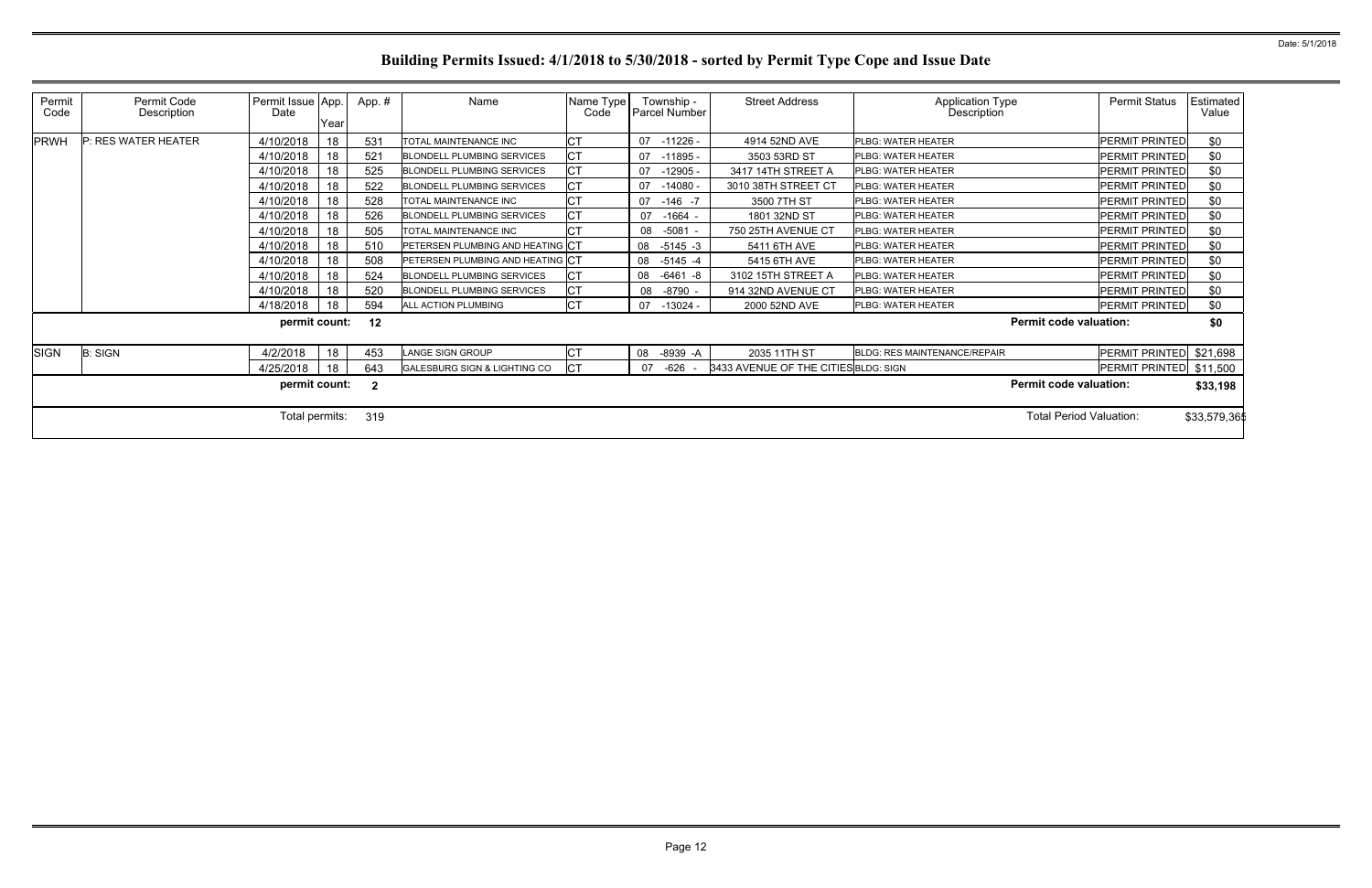# Building Permits Issued: 4/1/2018 to 5/30/2018 - sorted by Permit Type Cope and Issue Date

Date: 5/1/2018

| Permit Code | Permit Code Description | Permit Issue Date | App. Year | App. # | Name | Name Type Code | Township - Parcel Number | Street Address | Application Type Description | Permit Status | Estimated Value |
|---|---|---|---|---|---|---|---|---|---|---|---|
| PRWH | P: RES WATER HEATER | 4/10/2018 | 18 | 531 | TOTAL MAINTENANCE INC | CT | 07 -11226 - | 4914 52ND AVE | PLBG: WATER HEATER | PERMIT PRINTED | $0 |
| | | 4/10/2018 | 18 | 521 | BLONDELL PLUMBING SERVICES | CT | 07 -11895 - | 3503 53RD ST | PLBG: WATER HEATER | PERMIT PRINTED | $0 |
| | | 4/10/2018 | 18 | 525 | BLONDELL PLUMBING SERVICES | CT | 07 -12905 - | 3417 14TH STREET A | PLBG: WATER HEATER | PERMIT PRINTED | $0 |
| | | 4/10/2018 | 18 | 522 | BLONDELL PLUMBING SERVICES | CT | 07 -14080 - | 3010 38TH STREET CT | PLBG: WATER HEATER | PERMIT PRINTED | $0 |
| | | 4/10/2018 | 18 | 528 | TOTAL MAINTENANCE INC | CT | 07 -146 -7 | 3500 7TH ST | PLBG: WATER HEATER | PERMIT PRINTED | $0 |
| | | 4/10/2018 | 18 | 526 | BLONDELL PLUMBING SERVICES | CT | 07 -1664 - | 1801 32ND ST | PLBG: WATER HEATER | PERMIT PRINTED | $0 |
| | | 4/10/2018 | 18 | 505 | TOTAL MAINTENANCE INC | CT | 08 -5081 - | 750 25TH AVENUE CT | PLBG: WATER HEATER | PERMIT PRINTED | $0 |
| | | 4/10/2018 | 18 | 510 | PETERSEN PLUMBING AND HEATING | CT | 08 -5145 -3 | 5411 6TH AVE | PLBG: WATER HEATER | PERMIT PRINTED | $0 |
| | | 4/10/2018 | 18 | 508 | PETERSEN PLUMBING AND HEATING | CT | 08 -5145 -4 | 5415 6TH AVE | PLBG: WATER HEATER | PERMIT PRINTED | $0 |
| | | 4/10/2018 | 18 | 524 | BLONDELL PLUMBING SERVICES | CT | 08 -6461 -8 | 3102 15TH STREET A | PLBG: WATER HEATER | PERMIT PRINTED | $0 |
| | | 4/10/2018 | 18 | 520 | BLONDELL PLUMBING SERVICES | CT | 08 -8790 - | 914 32ND AVENUE CT | PLBG: WATER HEATER | PERMIT PRINTED | $0 |
| | | 4/18/2018 | 18 | 594 | ALL ACTION PLUMBING | CT | 07 -13024 - | 2000 52ND AVE | PLBG: WATER HEATER | PERMIT PRINTED | $0 |
| | | permit count: | | 12 | | | | | Permit code valuation: | | $0 |
| SIGN | B: SIGN | 4/2/2018 | 18 | 453 | LANGE SIGN GROUP | CT | 08 -8939 -A | 2035 11TH ST | BLDG: RES MAINTENANCE/REPAIR | PERMIT PRINTED | $21,698 |
| | | 4/25/2018 | 18 | 643 | GALESBURG SIGN & LIGHTING CO | CT | 07 -626 - | 3433 AVENUE OF THE CITIES | BLDG: SIGN | PERMIT PRINTED | $11,500 |
| | | permit count: | | 2 | | | | | Permit code valuation: | | $33,198 |
| | | Total permits: | | 319 | | | | | Total Period Valuation: | | $33,579,365 |